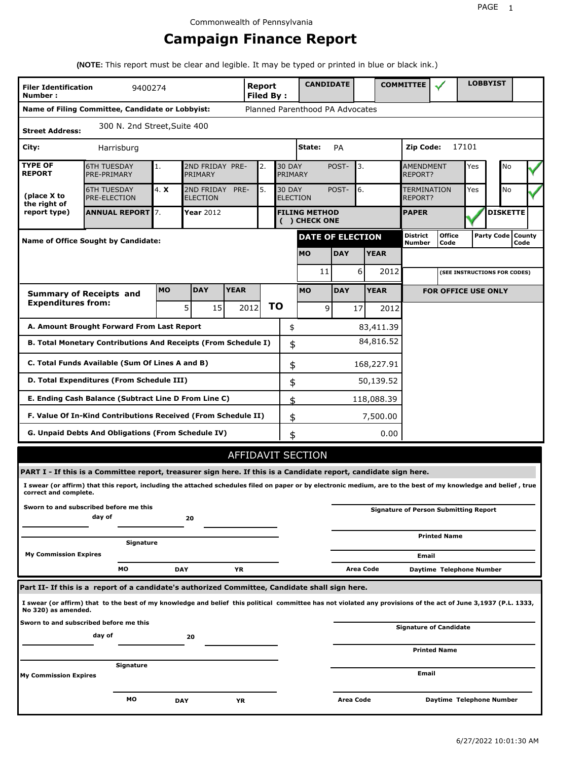Commonwealth of Pennsylvania

# Campaign Finance Report

**(NOTE:** This report must be clear and legible. It may be typed or printed in blue or black ink.)

| | | | |
|---|---|---|---|
| **Filer Identification Number :** | 9400274 | **Report Filed By :** | **CANDIDATE** ☐ **COMMITTEE** ✓ **LOBBYIST** ☐ |
| **Name of Filing Committee, Candidate or Lobbyist:** | | Planned Parenthood PA Advocates | |
| **Street Address:** | 300 N. 2nd Street,Suite 400 | | |
| **City:** | Harrisburg | **State:** PA | **Zip Code:** 17101 |

| **TYPE OF REPORT** (place X to the right of report type) | | | | | | | | |
|---|---|---|---|---|---|---|---|---|
| 6TH TUESDAY PRE-PRIMARY | 1. | 2ND FRIDAY PRE-PRIMARY | 2. | 30 DAY POST-PRIMARY | 3. | AMENDMENT REPORT? | Yes | No ✓ |
| 6TH TUESDAY PRE-ELECTION | 4. **X** | 2ND FRIDAY PRE-ELECTION | 5. | 30 DAY POST-ELECTION | 6. | TERMINATION REPORT? | Yes | No ✓ |
| **ANNUAL REPORT** | 7. | **Year** 2012 | | **FILING METHOD ( ) CHECK ONE** | | **PAPER** ✓ | **DISKETTE** | |

**Name of Office Sought by Candidate:**

| DATE OF ELECTION | | |
|---|---|---|
| **MO** | **DAY** | **YEAR** |
| 11 | 6 | 2012 |

| District Number | Office Code | Party Code | County Code |
|---|---|---|---|
| | | | |

(SEE INSTRUCTIONS FOR CODES)

| **Summary of Receipts and Expenditures from:** | **MO** | **DAY** | **YEAR** | | **MO** | **DAY** | **YEAR** |
|---|---|---|---|---|---|---|---|
| | 5 | 15 | 2012 | **TO** | 9 | 17 | 2012 |

**FOR OFFICE USE ONLY**

| | | |
|---|---|---|
| **A. Amount Brought Forward From Last Report** | $ | 83,411.39 |
| **B. Total Monetary Contributions And Receipts (From Schedule I)** | $ | 84,816.52 |
| **C. Total Funds Available (Sum Of Lines A and B)** | $ | 168,227.91 |
| **D. Total Expenditures (From Schedule III)** | $ | 50,139.52 |
| **E. Ending Cash Balance (Subtract Line D From Line C)** | $ | 118,088.39 |
| **F. Value Of In-Kind Contributions Received (From Schedule II)** | $ | 7,500.00 |
| **G. Unpaid Debts And Obligations (From Schedule IV)** | $ | 0.00 |

## AFFIDAVIT SECTION

**PART I - If this is a Committee report, treasurer sign here. If this is a Candidate report, candidate sign here.**

**I swear (or affirm) that this report, including the attached schedules filed on paper or by electronic medium, are to the best of my knowledge and belief , true correct and complete.**

**Sworn to and subscribed before me this** ______ **day of** ______ **20** ______

______ **Signature**

**My Commission Expires** ______ **MO** ______ **DAY** ______ **YR**

______ **Signature of Person Submitting Report**

______ **Printed Name**

______ **Email**

______ **Area Code** ______ **Daytime Telephone Number**

**Part II- If this is a report of a candidate's authorized Committee, Candidate shall sign here.**

**I swear (or affirm) that to the best of my knowledge and belief this political committee has not violated any provisions of the act of June 3,1937 (P.L. 1333, No 320) as amended.**

**Sworn to and subscribed before me this** ______ **day of** ______ **20** ______

______ **Signature**

**My Commission Expires** ______ **MO** ______ **DAY** ______ **YR**

______ **Signature of Candidate**

______ **Printed Name**

______ **Email**

______ **Area Code** ______ **Daytime Telephone Number**

6/27/2022 10:01:30 AM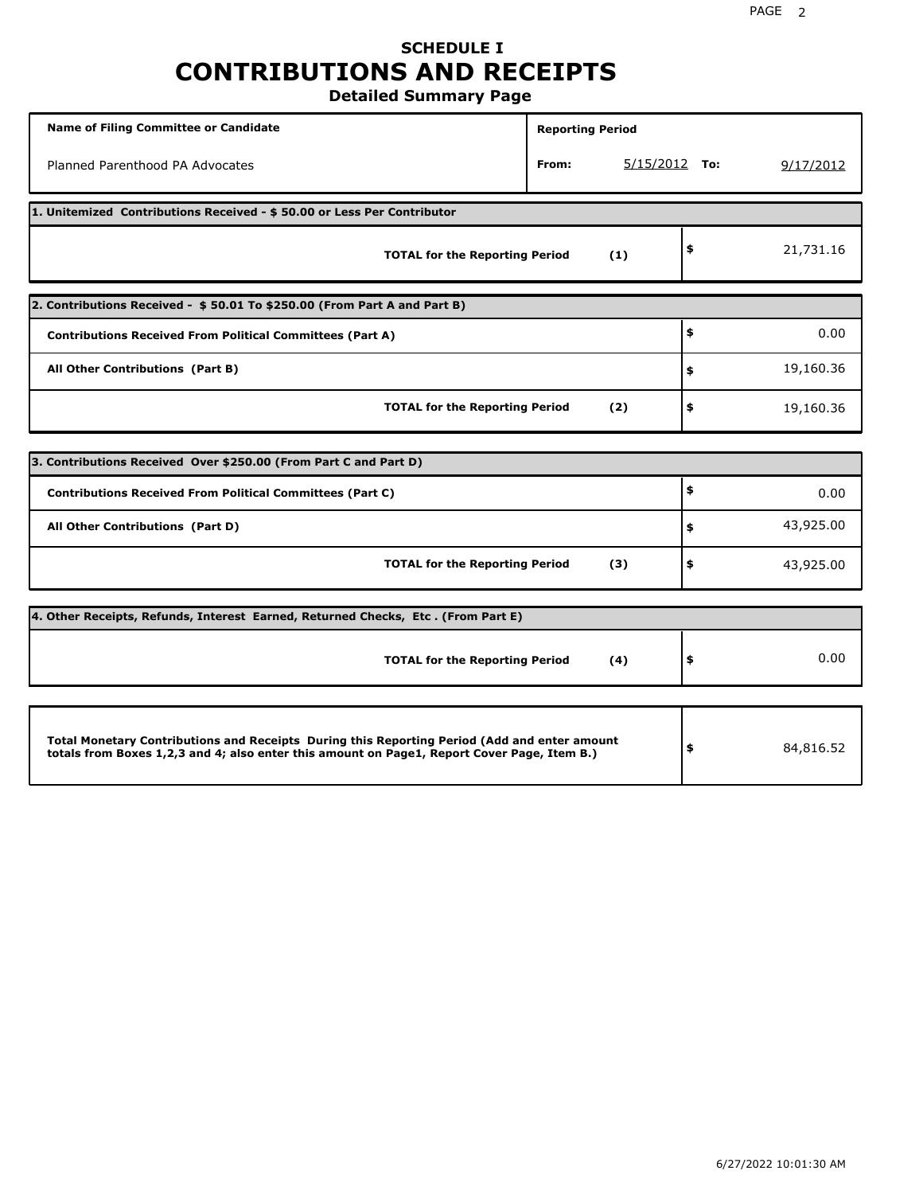# SCHEDULE I
# CONTRIBUTIONS AND RECEIPTS
### Detailed Summary Page

| Name of Filing Committee or Candidate | Reporting Period |
|---|---|
| Planned Parenthood PA Advocates | From: 5/15/2012 To: 9/17/2012 |

**1. Unitemized Contributions Received - $ 50.00 or Less Per Contributor**

| | | |
|---|---|---|
| **TOTAL for the Reporting Period** | **(1)** | $ 21,731.16 |

**2. Contributions Received - $ 50.01 To $250.00 (From Part A and Part B)**

| | | |
|---|---|---|
| **Contributions Received From Political Committees (Part A)** | | $ 0.00 |
| **All Other Contributions (Part B)** | | $ 19,160.36 |
| **TOTAL for the Reporting Period** | **(2)** | $ 19,160.36 |

**3. Contributions Received Over $250.00 (From Part C and Part D)**

| | | |
|---|---|---|
| **Contributions Received From Political Committees (Part C)** | | $ 0.00 |
| **All Other Contributions (Part D)** | | $ 43,925.00 |
| **TOTAL for the Reporting Period** | **(3)** | $ 43,925.00 |

**4. Other Receipts, Refunds, Interest Earned, Returned Checks, Etc . (From Part E)**

| | | |
|---|---|---|
| **TOTAL for the Reporting Period** | **(4)** | $ 0.00 |

| | |
|---|---|
| **Total Monetary Contributions and Receipts During this Reporting Period (Add and enter amount totals from Boxes 1,2,3 and 4; also enter this amount on Page1, Report Cover Page, Item B.)** | $ 84,816.52 |

6/27/2022 10:01:30 AM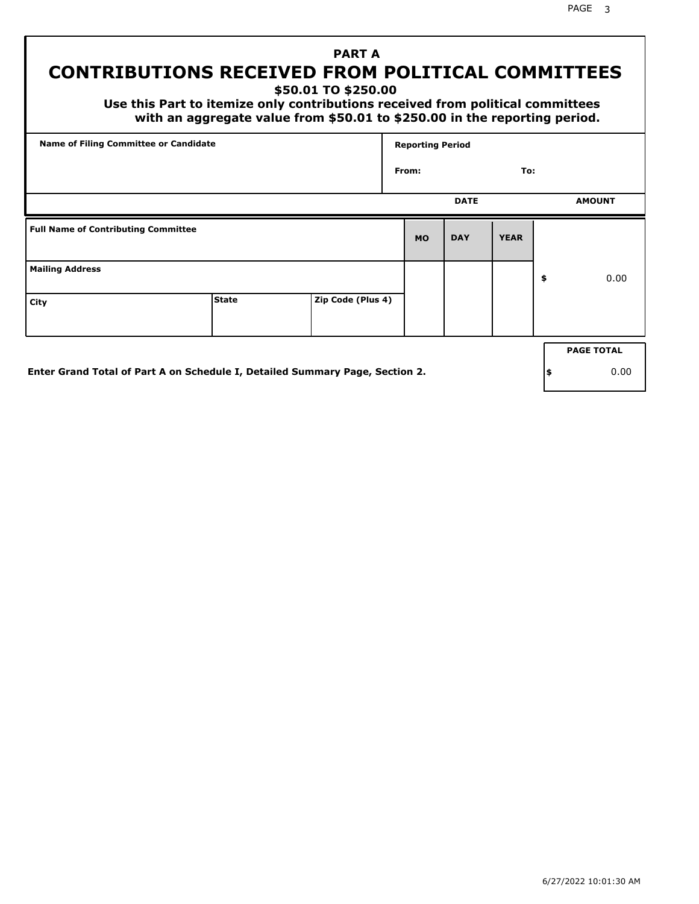# PART A
## CONTRIBUTIONS RECEIVED FROM POLITICAL COMMITTEES
### $50.01 TO $250.00

**Use this Part to itemize only contributions received from political committees with an aggregate value from $50.01 to $250.00 in the reporting period.**

| Name of Filing Committee or Candidate | Reporting Period |
|---|---|
| | From: To: |

| Full Name of Contributing Committee | | | DATE MO | DAY | YEAR | AMOUNT |
|---|---|---|---|---|---|---|
| Mailing Address | | | | | | $ 0.00 |
| City | State | Zip Code (Plus 4) | | | | |

**Enter Grand Total of Part A on Schedule I, Detailed Summary Page, Section 2.**

| PAGE TOTAL |
|---|
| $ 0.00 |

6/27/2022 10:01:30 AM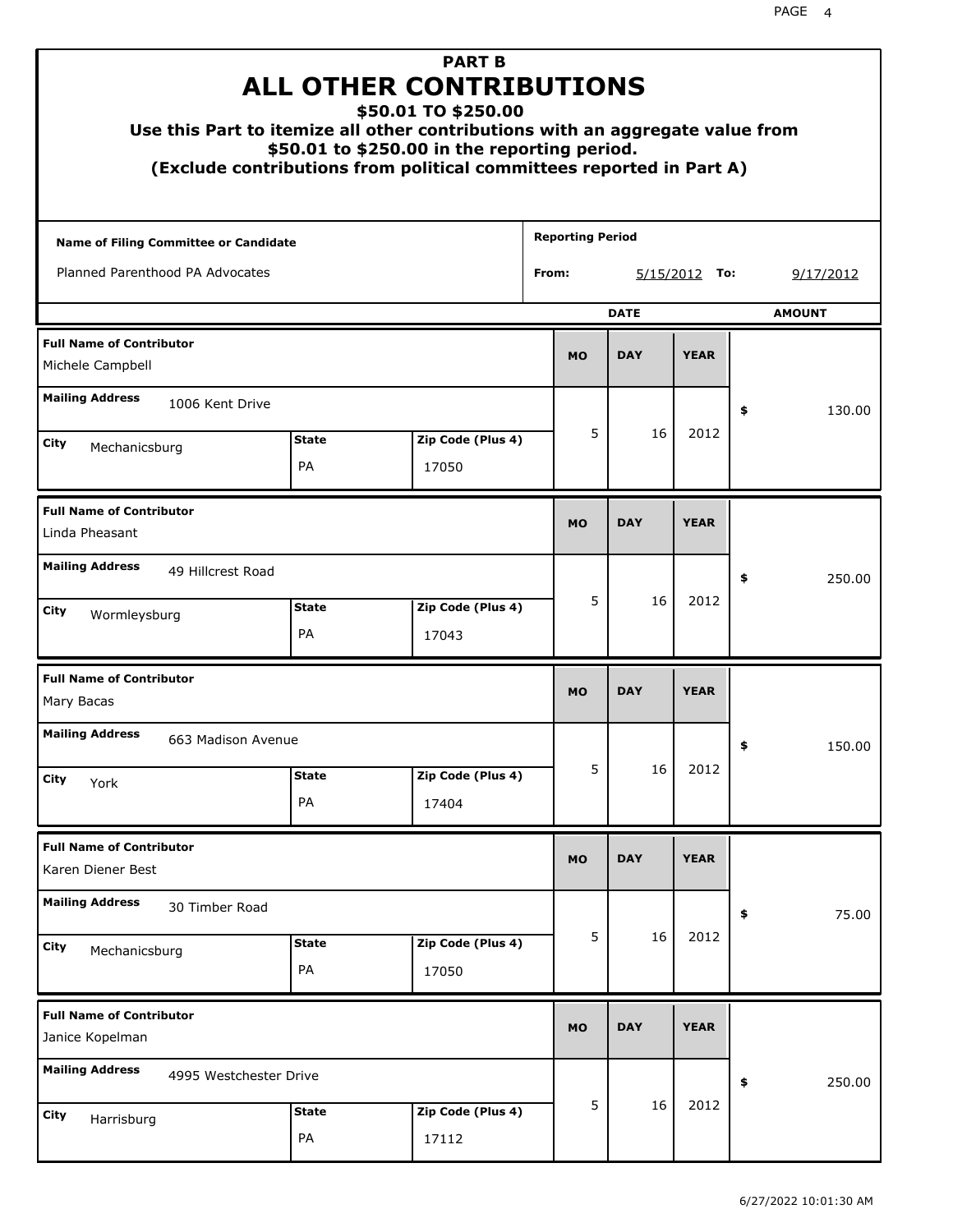# PART B
## ALL OTHER CONTRIBUTIONS
### $50.01 TO $250.00

**Use this Part to itemize all other contributions with an aggregate value from $50.01 to $250.00 in the reporting period.**
**(Exclude contributions from political committees reported in Part A)**

**Name of Filing Committee or Candidate:** Planned Parenthood PA Advocates

**Reporting Period From:** 5/15/2012 **To:** 9/17/2012

| Full Name of Contributor | Mailing Address | City | State | Zip Code (Plus 4) | MO | DAY | YEAR | AMOUNT |
|---|---|---|---|---|---|---|---|---|
| Michele Campbell | 1006 Kent Drive | Mechanicsburg | PA | 17050 | 5 | 16 | 2012 | $ 130.00 |
| Linda Pheasant | 49 Hillcrest Road | Wormleysburg | PA | 17043 | 5 | 16 | 2012 | $ 250.00 |
| Mary Bacas | 663 Madison Avenue | York | PA | 17404 | 5 | 16 | 2012 | $ 150.00 |
| Karen Diener Best | 30 Timber Road | Mechanicsburg | PA | 17050 | 5 | 16 | 2012 | $ 75.00 |
| Janice Kopelman | 4995 Westchester Drive | Harrisburg | PA | 17112 | 5 | 16 | 2012 | $ 250.00 |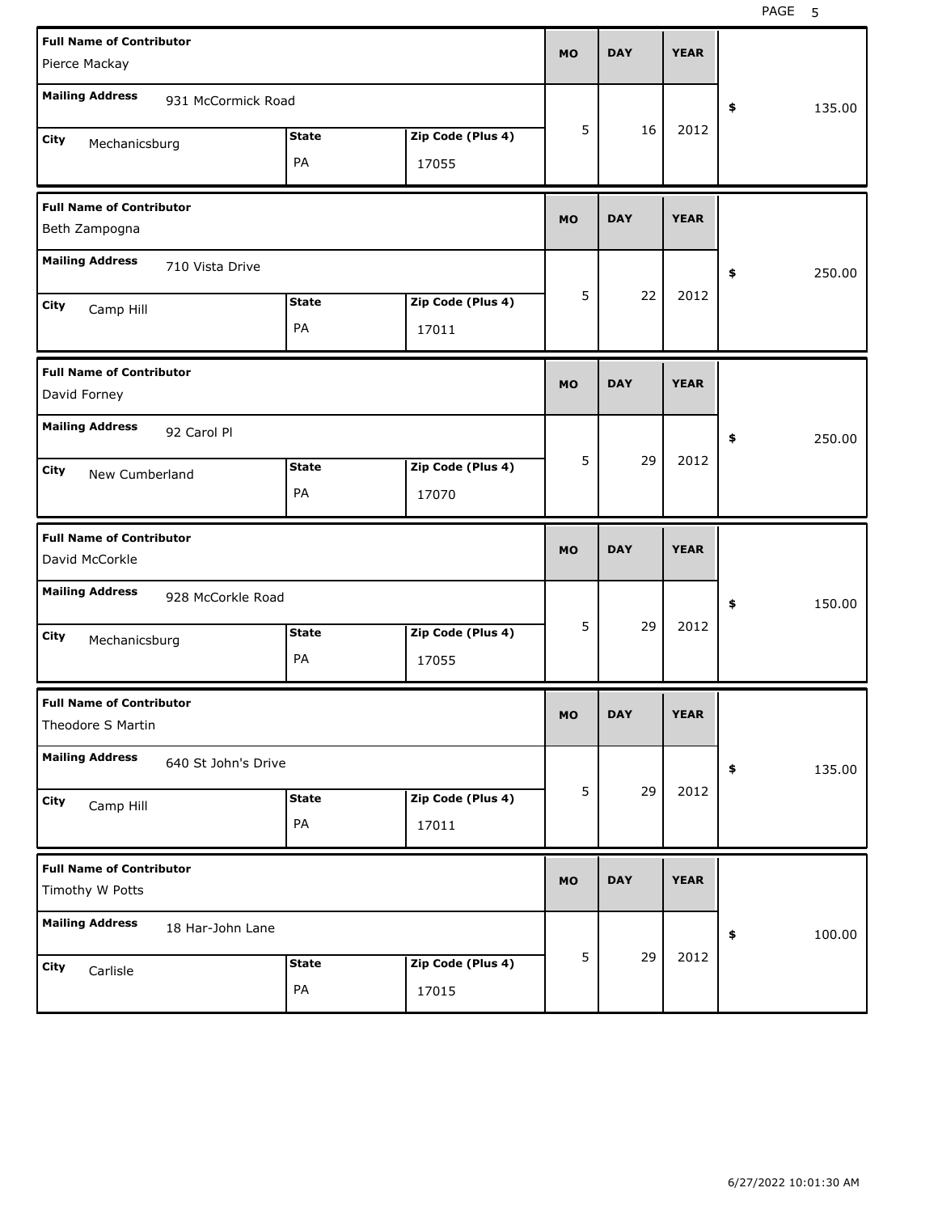| Full Name of Contributor | Mailing Address | City | State | Zip Code (Plus 4) | MO | DAY | YEAR | $ |
|---|---|---|---|---|---|---|---|---|
| Pierce Mackay | 931 McCormick Road | Mechanicsburg | PA | 17055 | 5 | 16 | 2012 | 135.00 |
| Beth Zampogna | 710 Vista Drive | Camp Hill | PA | 17011 | 5 | 22 | 2012 | 250.00 |
| David Forney | 92 Carol Pl | New Cumberland | PA | 17070 | 5 | 29 | 2012 | 250.00 |
| David McCorkle | 928 McCorkle Road | Mechanicsburg | PA | 17055 | 5 | 29 | 2012 | 150.00 |
| Theodore S Martin | 640 St John's Drive | Camp Hill | PA | 17011 | 5 | 29 | 2012 | 135.00 |
| Timothy W Potts | 18 Har-John Lane | Carlisle | PA | 17015 | 5 | 29 | 2012 | 100.00 |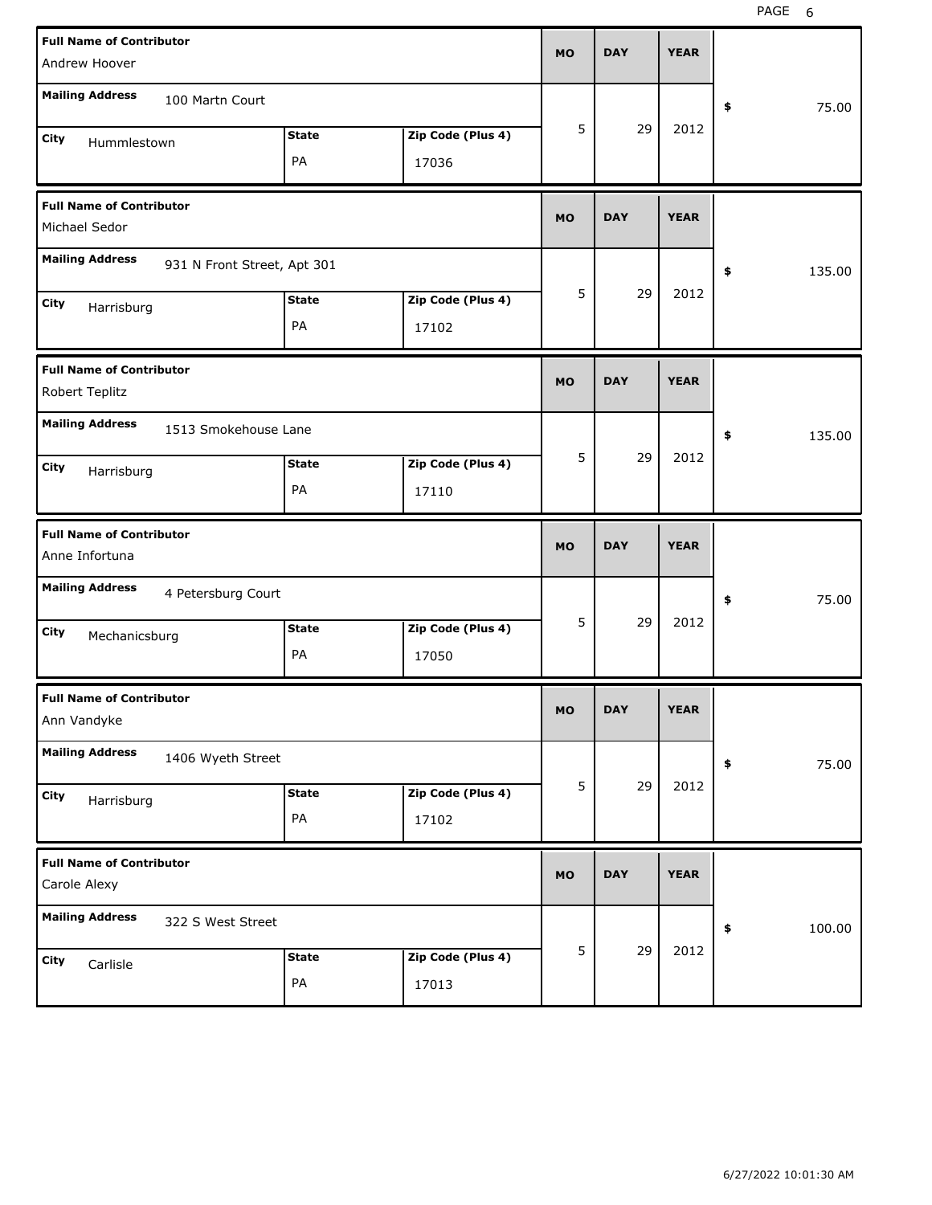| Full Name of Contributor | Mailing Address | City | State | Zip Code (Plus 4) | MO | DAY | YEAR | $ |
|---|---|---|---|---|---|---|---|---|
| Andrew Hoover | 100 Martn Court | Hummlestown | PA | 17036 | 5 | 29 | 2012 | 75.00 |
| Michael Sedor | 931 N Front Street, Apt 301 | Harrisburg | PA | 17102 | 5 | 29 | 2012 | 135.00 |
| Robert Teplitz | 1513 Smokehouse Lane | Harrisburg | PA | 17110 | 5 | 29 | 2012 | 135.00 |
| Anne Infortuna | 4 Petersburg Court | Mechanicsburg | PA | 17050 | 5 | 29 | 2012 | 75.00 |
| Ann Vandyke | 1406 Wyeth Street | Harrisburg | PA | 17102 | 5 | 29 | 2012 | 75.00 |
| Carole Alexy | 322 S West Street | Carlisle | PA | 17013 | 5 | 29 | 2012 | 100.00 |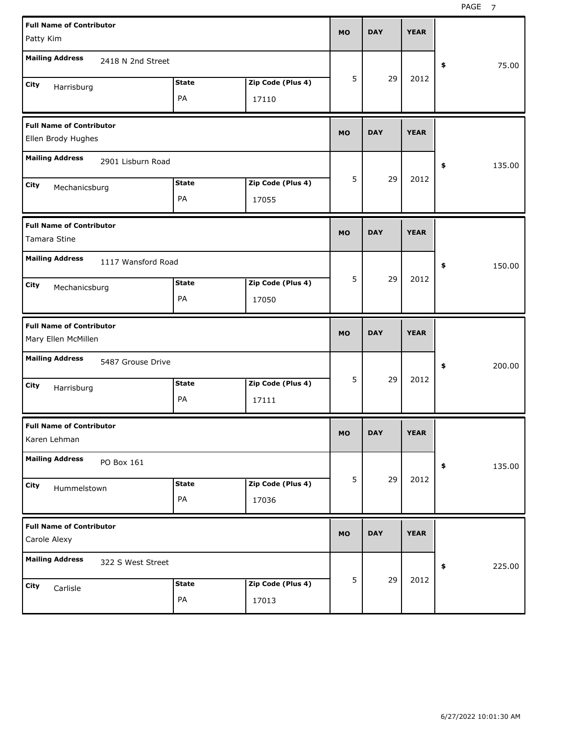| Full Name of Contributor | Mailing Address | City | State | Zip Code (Plus 4) | MO | DAY | YEAR | $ |
|---|---|---|---|---|---|---|---|---|
| Patty Kim | 2418 N 2nd Street | Harrisburg | PA | 17110 | 5 | 29 | 2012 | 75.00 |
| Ellen Brody Hughes | 2901 Lisburn Road | Mechanicsburg | PA | 17055 | 5 | 29 | 2012 | 135.00 |
| Tamara Stine | 1117 Wansford Road | Mechanicsburg | PA | 17050 | 5 | 29 | 2012 | 150.00 |
| Mary Ellen McMillen | 5487 Grouse Drive | Harrisburg | PA | 17111 | 5 | 29 | 2012 | 200.00 |
| Karen Lehman | PO Box 161 | Hummelstown | PA | 17036 | 5 | 29 | 2012 | 135.00 |
| Carole Alexy | 322 S West Street | Carlisle | PA | 17013 | 5 | 29 | 2012 | 225.00 |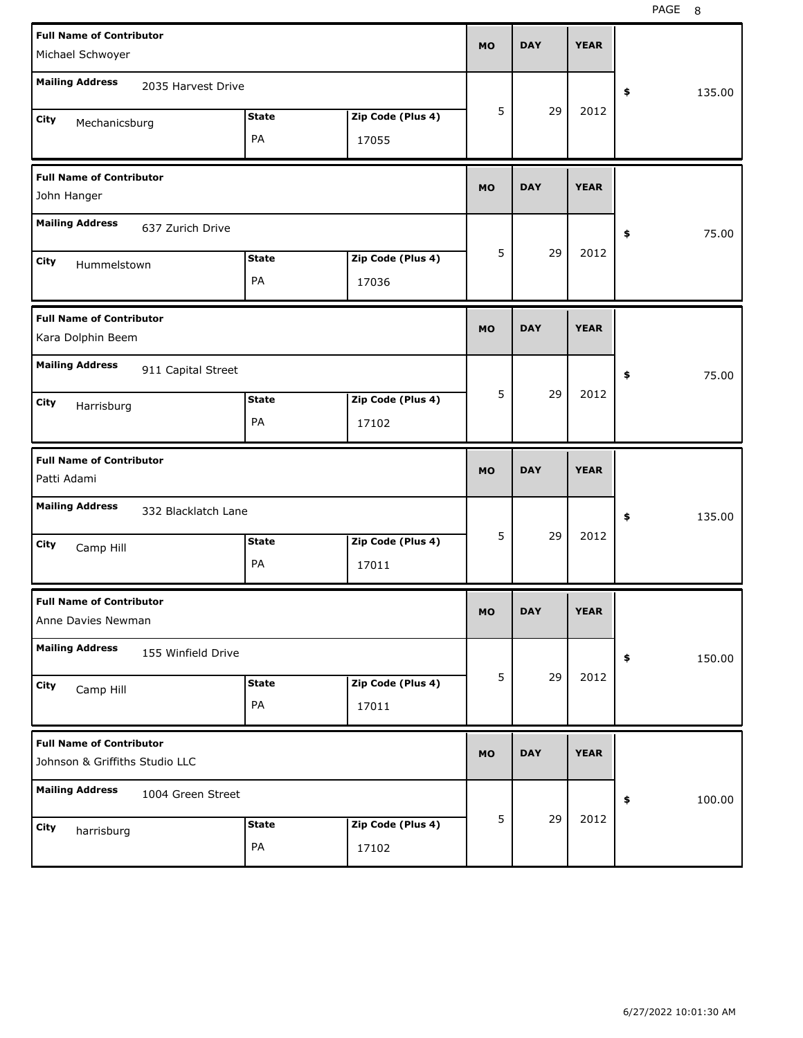| Full Name of Contributor | Mailing Address | City | State | Zip Code (Plus 4) | MO | DAY | YEAR | $ |
|---|---|---|---|---|---|---|---|---|
| Michael Schwoyer | 2035 Harvest Drive | Mechanicsburg | PA | 17055 | 5 | 29 | 2012 | 135.00 |
| John Hanger | 637 Zurich Drive | Hummelstown | PA | 17036 | 5 | 29 | 2012 | 75.00 |
| Kara Dolphin Beem | 911 Capital Street | Harrisburg | PA | 17102 | 5 | 29 | 2012 | 75.00 |
| Patti Adami | 332 Blacklatch Lane | Camp Hill | PA | 17011 | 5 | 29 | 2012 | 135.00 |
| Anne Davies Newman | 155 Winfield Drive | Camp Hill | PA | 17011 | 5 | 29 | 2012 | 150.00 |
| Johnson & Griffiths Studio LLC | 1004 Green Street | harrisburg | PA | 17102 | 5 | 29 | 2012 | 100.00 |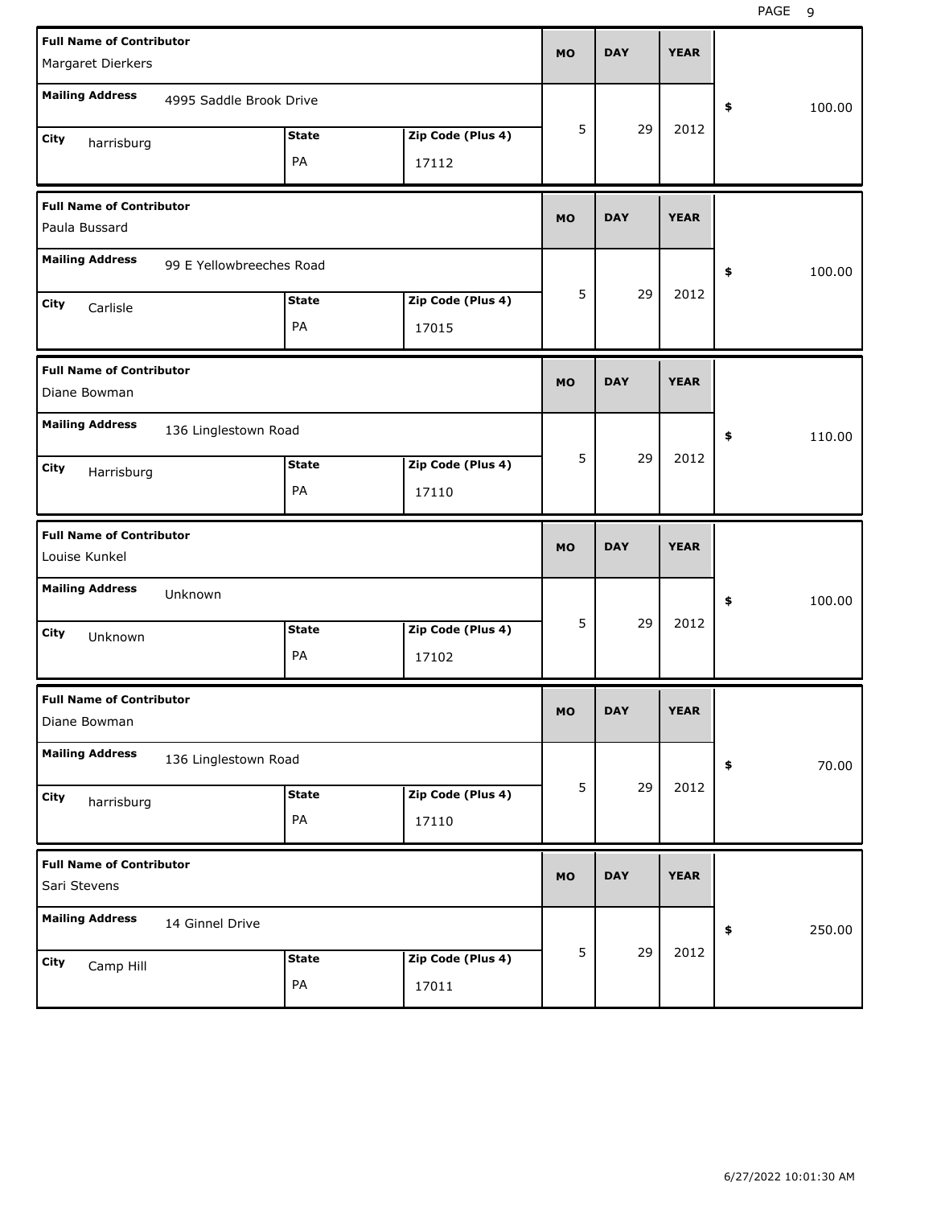| Full Name of Contributor | Mailing Address | City | State | Zip Code (Plus 4) | MO | DAY | YEAR | $ |
|---|---|---|---|---|---|---|---|---|
| Margaret Dierkers | 4995 Saddle Brook Drive | harrisburg | PA | 17112 | 5 | 29 | 2012 | 100.00 |
| Paula Bussard | 99 E Yellowbreeches Road | Carlisle | PA | 17015 | 5 | 29 | 2012 | 100.00 |
| Diane Bowman | 136 Linglestown Road | Harrisburg | PA | 17110 | 5 | 29 | 2012 | 110.00 |
| Louise Kunkel | Unknown | Unknown | PA | 17102 | 5 | 29 | 2012 | 100.00 |
| Diane Bowman | 136 Linglestown Road | harrisburg | PA | 17110 | 5 | 29 | 2012 | 70.00 |
| Sari Stevens | 14 Ginnel Drive | Camp Hill | PA | 17011 | 5 | 29 | 2012 | 250.00 |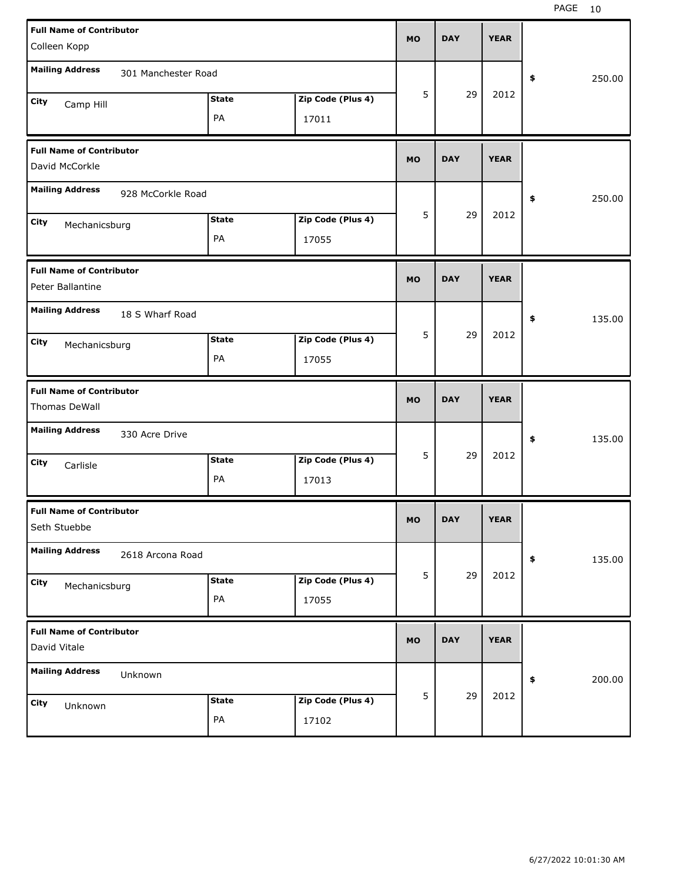| Full Name of Contributor | Mailing Address | City | State | Zip Code (Plus 4) | MO | DAY | YEAR | $ |
|---|---|---|---|---|---|---|---|---|
| Colleen Kopp | 301 Manchester Road | Camp Hill | PA | 17011 | 5 | 29 | 2012 | 250.00 |
| David McCorkle | 928 McCorkle Road | Mechanicsburg | PA | 17055 | 5 | 29 | 2012 | 250.00 |
| Peter Ballantine | 18 S Wharf Road | Mechanicsburg | PA | 17055 | 5 | 29 | 2012 | 135.00 |
| Thomas DeWall | 330 Acre Drive | Carlisle | PA | 17013 | 5 | 29 | 2012 | 135.00 |
| Seth Stuebbe | 2618 Arcona Road | Mechanicsburg | PA | 17055 | 5 | 29 | 2012 | 135.00 |
| David Vitale | Unknown | Unknown | PA | 17102 | 5 | 29 | 2012 | 200.00 |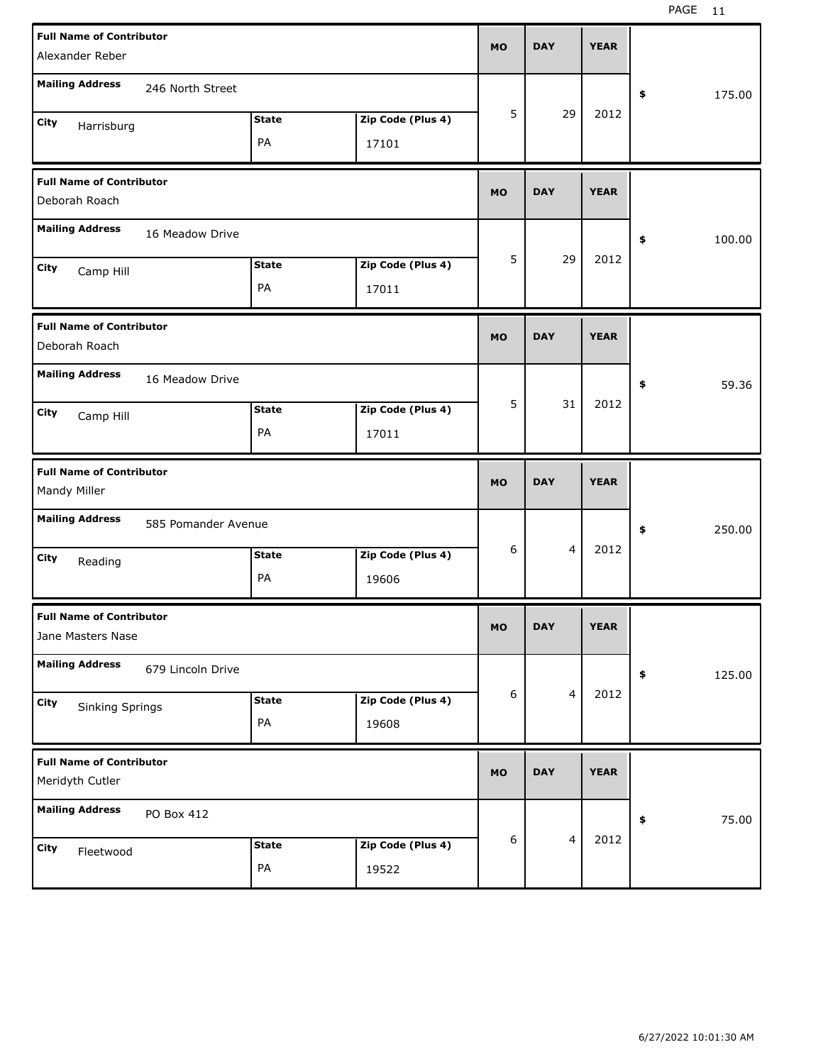| Full Name of Contributor | Mailing Address | City | State | Zip Code (Plus 4) | MO | DAY | YEAR | $ |
|---|---|---|---|---|---|---|---|---|
| Alexander Reber | 246 North Street | Harrisburg | PA | 17101 | 5 | 29 | 2012 | 175.00 |
| Deborah Roach | 16 Meadow Drive | Camp Hill | PA | 17011 | 5 | 29 | 2012 | 100.00 |
| Deborah Roach | 16 Meadow Drive | Camp Hill | PA | 17011 | 5 | 31 | 2012 | 59.36 |
| Mandy Miller | 585 Pomander Avenue | Reading | PA | 19606 | 6 | 4 | 2012 | 250.00 |
| Jane Masters Nase | 679 Lincoln Drive | Sinking Springs | PA | 19608 | 6 | 4 | 2012 | 125.00 |
| Meridyth Cutler | PO Box 412 | Fleetwood | PA | 19522 | 6 | 4 | 2012 | 75.00 |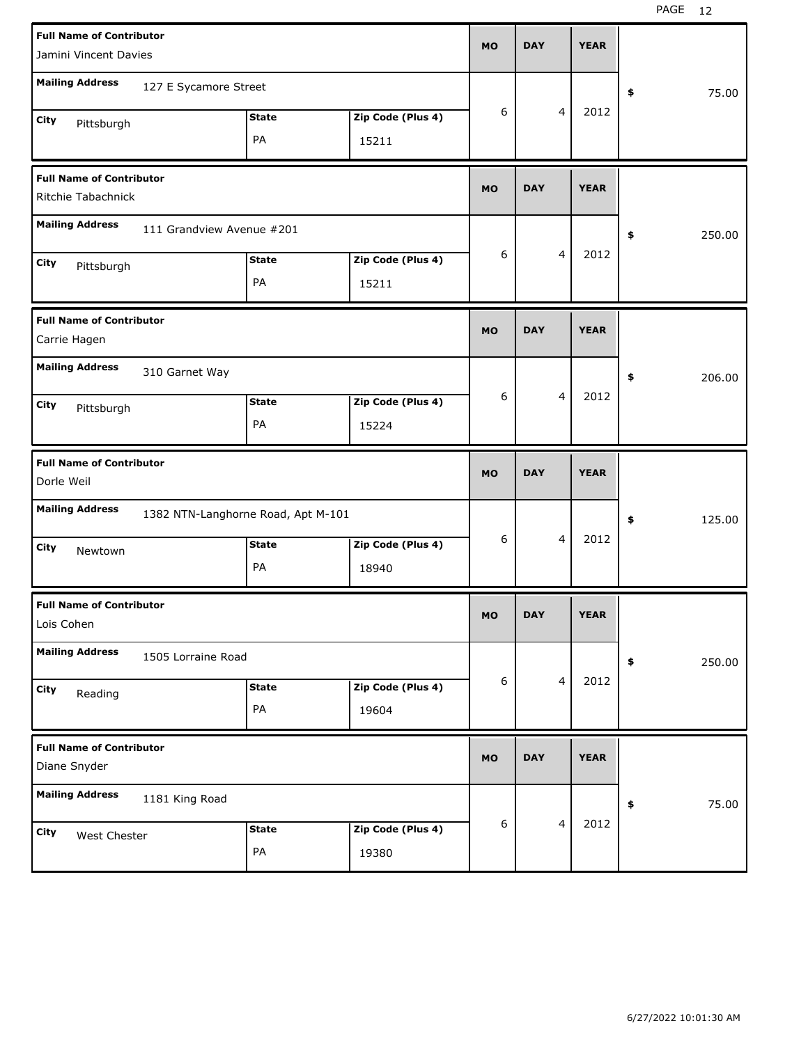| Full Name of Contributor | Mailing Address | City | State | Zip Code (Plus 4) | MO | DAY | YEAR | $ |
|---|---|---|---|---|---|---|---|---|
| Jamini Vincent Davies | 127 E Sycamore Street | Pittsburgh | PA | 15211 | 6 | 4 | 2012 | 75.00 |
| Ritchie Tabachnick | 111 Grandview Avenue #201 | Pittsburgh | PA | 15211 | 6 | 4 | 2012 | 250.00 |
| Carrie Hagen | 310 Garnet Way | Pittsburgh | PA | 15224 | 6 | 4 | 2012 | 206.00 |
| Dorle Weil | 1382 NTN-Langhorne Road, Apt M-101 | Newtown | PA | 18940 | 6 | 4 | 2012 | 125.00 |
| Lois Cohen | 1505 Lorraine Road | Reading | PA | 19604 | 6 | 4 | 2012 | 250.00 |
| Diane Snyder | 1181 King Road | West Chester | PA | 19380 | 6 | 4 | 2012 | 75.00 |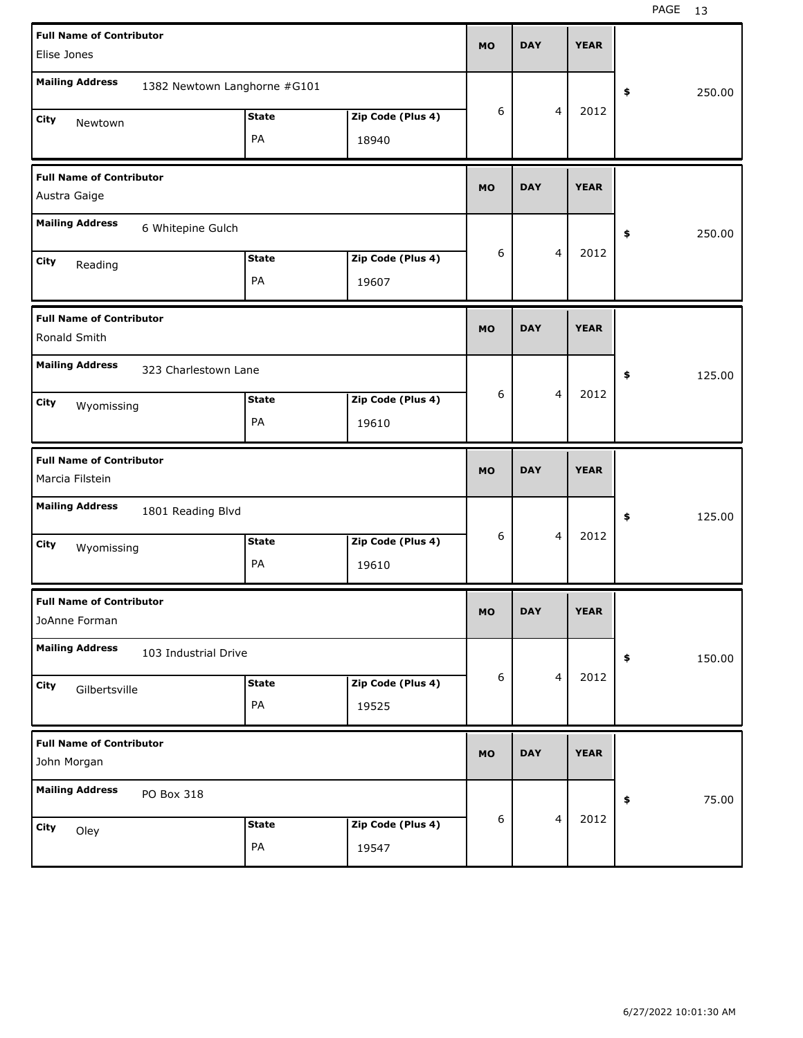| Full Name of Contributor | Mailing Address | City | State | Zip Code (Plus 4) | MO | DAY | YEAR | $ |
|---|---|---|---|---|---|---|---|---|
| Elise Jones | 1382 Newtown Langhorne #G101 | Newtown | PA | 18940 | 6 | 4 | 2012 | 250.00 |
| Austra Gaige | 6 Whitepine Gulch | Reading | PA | 19607 | 6 | 4 | 2012 | 250.00 |
| Ronald Smith | 323 Charlestown Lane | Wyomissing | PA | 19610 | 6 | 4 | 2012 | 125.00 |
| Marcia Filstein | 1801 Reading Blvd | Wyomissing | PA | 19610 | 6 | 4 | 2012 | 125.00 |
| JoAnne Forman | 103 Industrial Drive | Gilbertsville | PA | 19525 | 6 | 4 | 2012 | 150.00 |
| John Morgan | PO Box 318 | Oley | PA | 19547 | 6 | 4 | 2012 | 75.00 |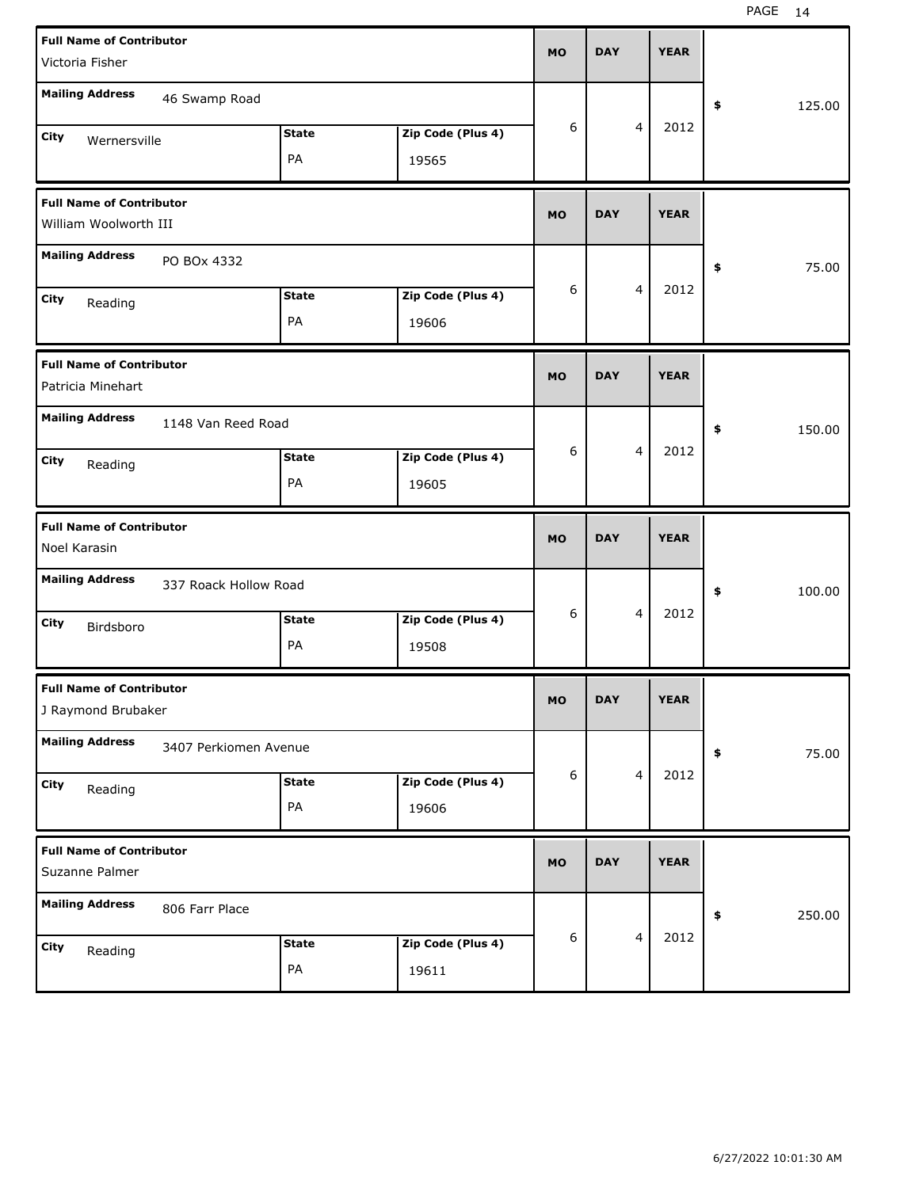| Full Name of Contributor | Mailing Address | City | State | Zip Code (Plus 4) | MO | DAY | YEAR | $ |
|---|---|---|---|---|---|---|---|---|
| Victoria Fisher | 46 Swamp Road | Wernersville | PA | 19565 | 6 | 4 | 2012 | 125.00 |
| William Woolworth III | PO BOx 4332 | Reading | PA | 19606 | 6 | 4 | 2012 | 75.00 |
| Patricia Minehart | 1148 Van Reed Road | Reading | PA | 19605 | 6 | 4 | 2012 | 150.00 |
| Noel Karasin | 337 Roack Hollow Road | Birdsboro | PA | 19508 | 6 | 4 | 2012 | 100.00 |
| J Raymond Brubaker | 3407 Perkiomen Avenue | Reading | PA | 19606 | 6 | 4 | 2012 | 75.00 |
| Suzanne Palmer | 806 Farr Place | Reading | PA | 19611 | 6 | 4 | 2012 | 250.00 |

6/27/2022 10:01:30 AM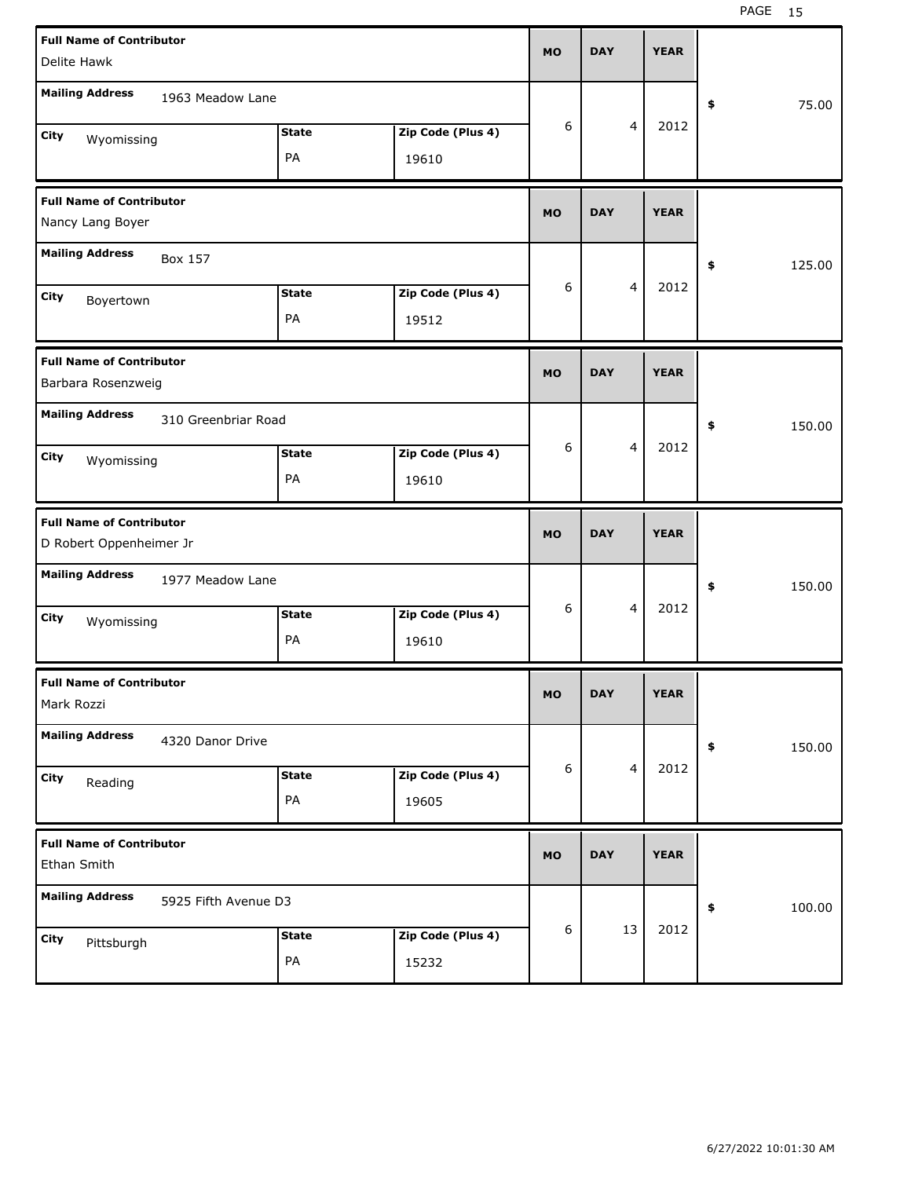| Full Name of Contributor | Mailing Address | City | State | Zip Code (Plus 4) | MO | DAY | YEAR | $ |
|---|---|---|---|---|---|---|---|---|
| Delite Hawk | 1963 Meadow Lane | Wyomissing | PA | 19610 | 6 | 4 | 2012 | 75.00 |
| Nancy Lang Boyer | Box 157 | Boyertown | PA | 19512 | 6 | 4 | 2012 | 125.00 |
| Barbara Rosenzweig | 310 Greenbriar Road | Wyomissing | PA | 19610 | 6 | 4 | 2012 | 150.00 |
| D Robert Oppenheimer Jr | 1977 Meadow Lane | Wyomissing | PA | 19610 | 6 | 4 | 2012 | 150.00 |
| Mark Rozzi | 4320 Danor Drive | Reading | PA | 19605 | 6 | 4 | 2012 | 150.00 |
| Ethan Smith | 5925 Fifth Avenue D3 | Pittsburgh | PA | 15232 | 6 | 13 | 2012 | 100.00 |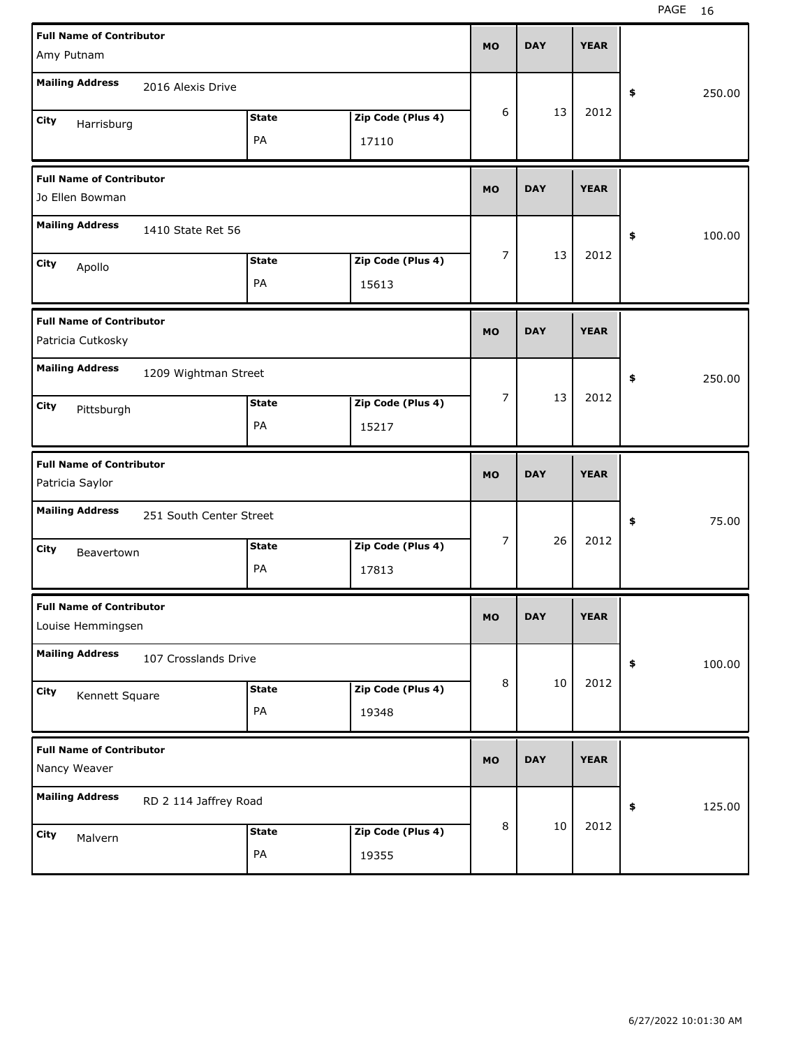| Full Name of Contributor | Mailing Address | City | State | Zip Code (Plus 4) | MO | DAY | YEAR | $ |
|---|---|---|---|---|---|---|---|---|
| Amy Putnam | 2016 Alexis Drive | Harrisburg | PA | 17110 | 6 | 13 | 2012 | 250.00 |
| Jo Ellen Bowman | 1410 State Ret 56 | Apollo | PA | 15613 | 7 | 13 | 2012 | 100.00 |
| Patricia Cutkosky | 1209 Wightman Street | Pittsburgh | PA | 15217 | 7 | 13 | 2012 | 250.00 |
| Patricia Saylor | 251 South Center Street | Beavertown | PA | 17813 | 7 | 26 | 2012 | 75.00 |
| Louise Hemmingsen | 107 Crosslands Drive | Kennett Square | PA | 19348 | 8 | 10 | 2012 | 100.00 |
| Nancy Weaver | RD 2 114 Jaffrey Road | Malvern | PA | 19355 | 8 | 10 | 2012 | 125.00 |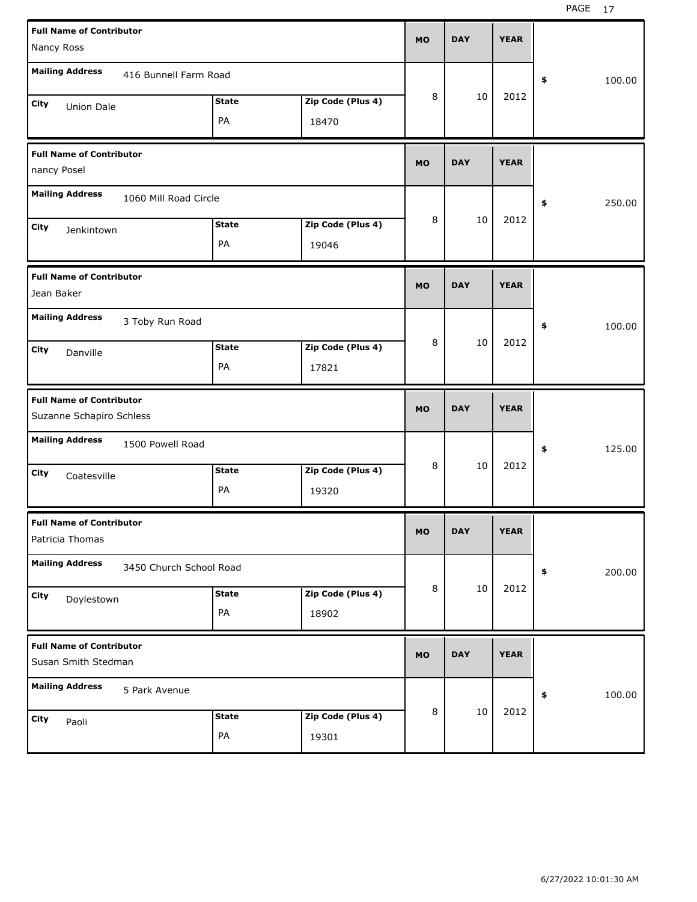| Full Name of Contributor | Mailing Address | City | State | Zip Code (Plus 4) | MO | DAY | YEAR | $ |
|---|---|---|---|---|---|---|---|---|
| Nancy Ross | 416 Bunnell Farm Road | Union Dale | PA | 18470 | 8 | 10 | 2012 | 100.00 |
| nancy Posel | 1060 Mill Road Circle | Jenkintown | PA | 19046 | 8 | 10 | 2012 | 250.00 |
| Jean Baker | 3 Toby Run Road | Danville | PA | 17821 | 8 | 10 | 2012 | 100.00 |
| Suzanne Schapiro Schless | 1500 Powell Road | Coatesville | PA | 19320 | 8 | 10 | 2012 | 125.00 |
| Patricia Thomas | 3450 Church School Road | Doylestown | PA | 18902 | 8 | 10 | 2012 | 200.00 |
| Susan Smith Stedman | 5 Park Avenue | Paoli | PA | 19301 | 8 | 10 | 2012 | 100.00 |

6/27/2022 10:01:30 AM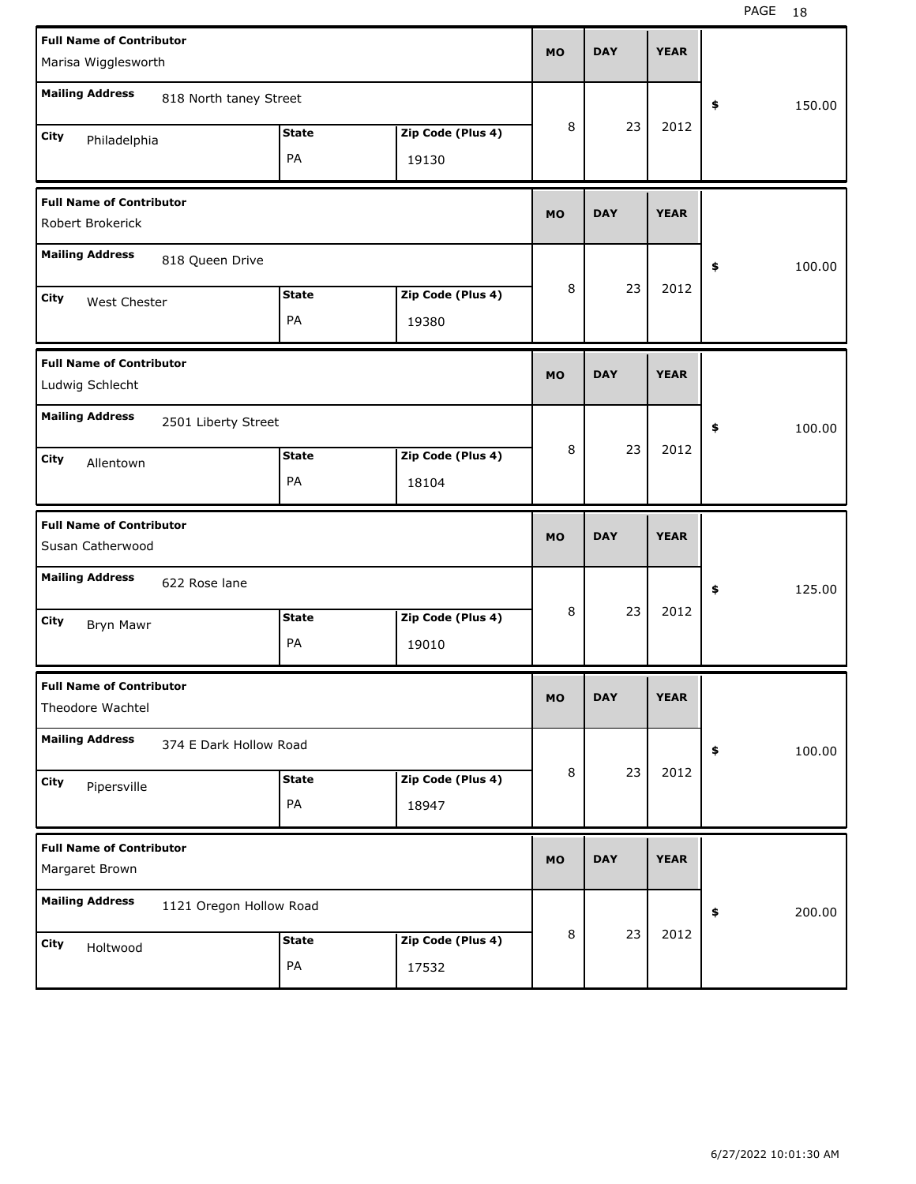| Full Name of Contributor | Mailing Address | City | State | Zip Code (Plus 4) | MO | DAY | YEAR | $ |
|---|---|---|---|---|---|---|---|---|
| Marisa Wigglesworth | 818 North taney Street | Philadelphia | PA | 19130 | 8 | 23 | 2012 | 150.00 |
| Robert Brokerick | 818 Queen Drive | West Chester | PA | 19380 | 8 | 23 | 2012 | 100.00 |
| Ludwig Schlecht | 2501 Liberty Street | Allentown | PA | 18104 | 8 | 23 | 2012 | 100.00 |
| Susan Catherwood | 622 Rose lane | Bryn Mawr | PA | 19010 | 8 | 23 | 2012 | 125.00 |
| Theodore Wachtel | 374 E Dark Hollow Road | Pipersville | PA | 18947 | 8 | 23 | 2012 | 100.00 |
| Margaret Brown | 1121 Oregon Hollow Road | Holtwood | PA | 17532 | 8 | 23 | 2012 | 200.00 |

6/27/2022 10:01:30 AM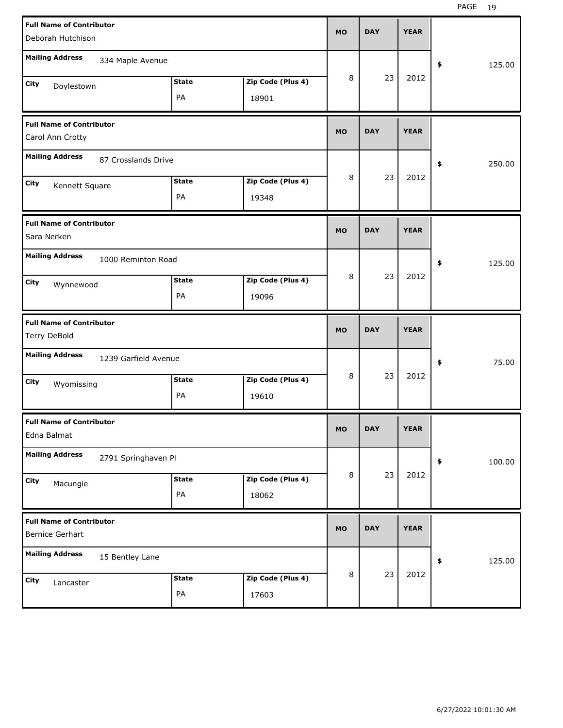| Full Name of Contributor | Mailing Address | City | State | Zip Code (Plus 4) | MO | DAY | YEAR | $ |
|---|---|---|---|---|---|---|---|---|
| Deborah Hutchison | 334 Maple Avenue | Doylestown | PA | 18901 | 8 | 23 | 2012 | 125.00 |
| Carol Ann Crotty | 87 Crosslands Drive | Kennett Square | PA | 19348 | 8 | 23 | 2012 | 250.00 |
| Sara Nerken | 1000 Reminton Road | Wynnewood | PA | 19096 | 8 | 23 | 2012 | 125.00 |
| Terry DeBold | 1239 Garfield Avenue | Wyomissing | PA | 19610 | 8 | 23 | 2012 | 75.00 |
| Edna Balmat | 2791 Springhaven Pl | Macungie | PA | 18062 | 8 | 23 | 2012 | 100.00 |
| Bernice Gerhart | 15 Bentley Lane | Lancaster | PA | 17603 | 8 | 23 | 2012 | 125.00 |

6/27/2022 10:01:30 AM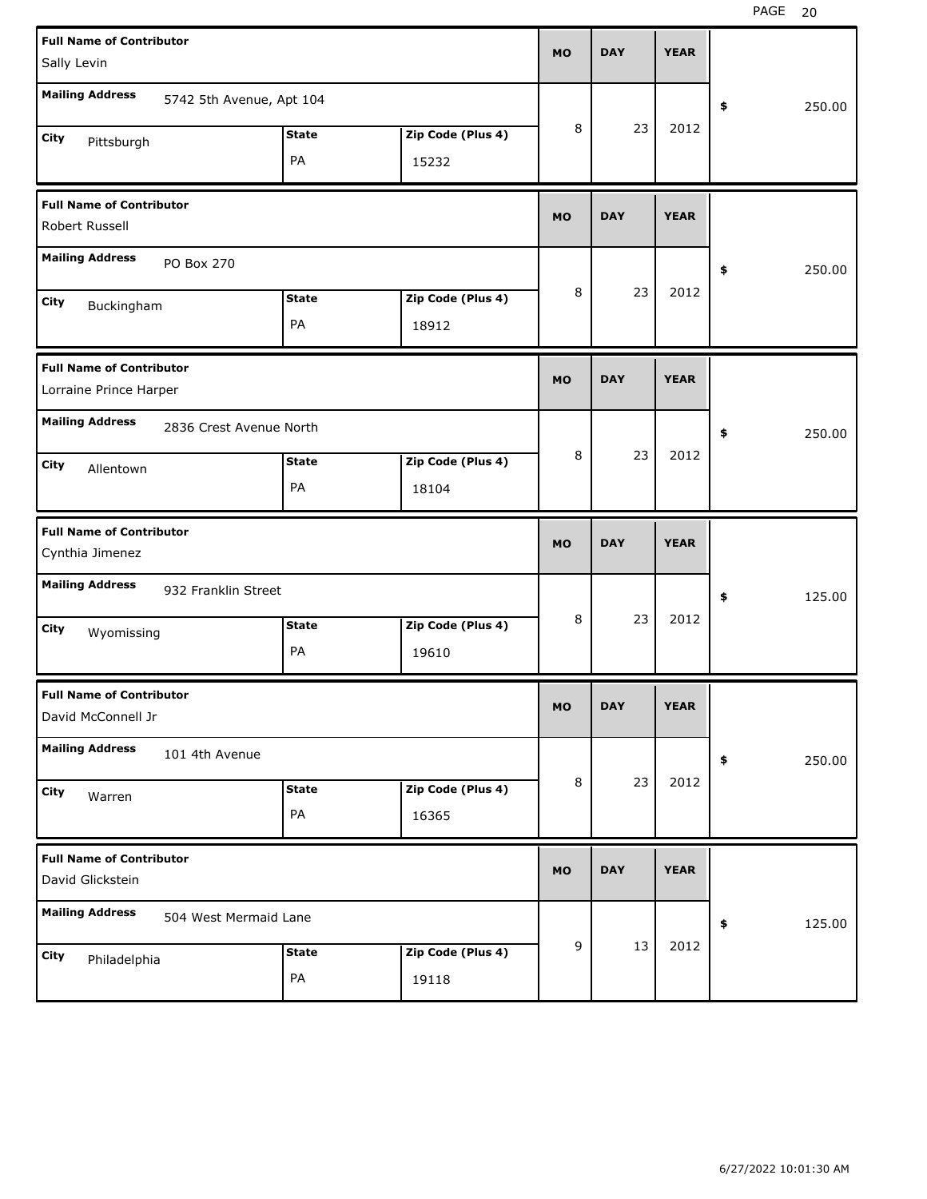| Full Name of Contributor | Mailing Address | City | State | Zip Code (Plus 4) | MO | DAY | YEAR | $ |
|---|---|---|---|---|---|---|---|---|
| Sally Levin | 5742 5th Avenue, Apt 104 | Pittsburgh | PA | 15232 | 8 | 23 | 2012 | 250.00 |
| Robert Russell | PO Box 270 | Buckingham | PA | 18912 | 8 | 23 | 2012 | 250.00 |
| Lorraine Prince Harper | 2836 Crest Avenue North | Allentown | PA | 18104 | 8 | 23 | 2012 | 250.00 |
| Cynthia Jimenez | 932 Franklin Street | Wyomissing | PA | 19610 | 8 | 23 | 2012 | 125.00 |
| David McConnell Jr | 101 4th Avenue | Warren | PA | 16365 | 8 | 23 | 2012 | 250.00 |
| David Glickstein | 504 West Mermaid Lane | Philadelphia | PA | 19118 | 9 | 13 | 2012 | 125.00 |

6/27/2022 10:01:30 AM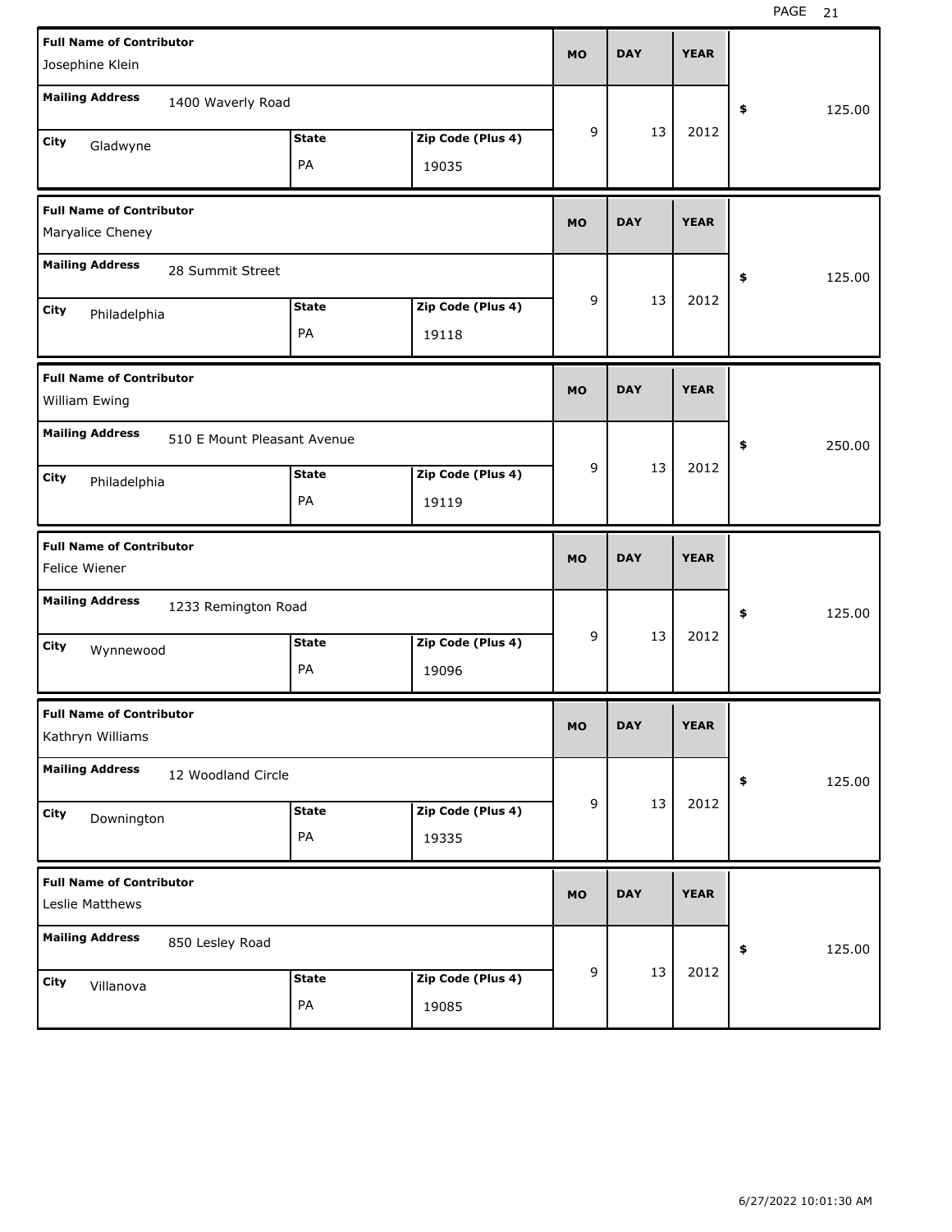| Full Name of Contributor | Mailing Address | City | State | Zip Code (Plus 4) | MO | DAY | YEAR | $ |
|---|---|---|---|---|---|---|---|---|
| Josephine Klein | 1400 Waverly Road | Gladwyne | PA | 19035 | 9 | 13 | 2012 | 125.00 |
| Maryalice Cheney | 28 Summit Street | Philadelphia | PA | 19118 | 9 | 13 | 2012 | 125.00 |
| William Ewing | 510 E Mount Pleasant Avenue | Philadelphia | PA | 19119 | 9 | 13 | 2012 | 250.00 |
| Felice Wiener | 1233 Remington Road | Wynnewood | PA | 19096 | 9 | 13 | 2012 | 125.00 |
| Kathryn Williams | 12 Woodland Circle | Downington | PA | 19335 | 9 | 13 | 2012 | 125.00 |
| Leslie Matthews | 850 Lesley Road | Villanova | PA | 19085 | 9 | 13 | 2012 | 125.00 |

6/27/2022 10:01:30 AM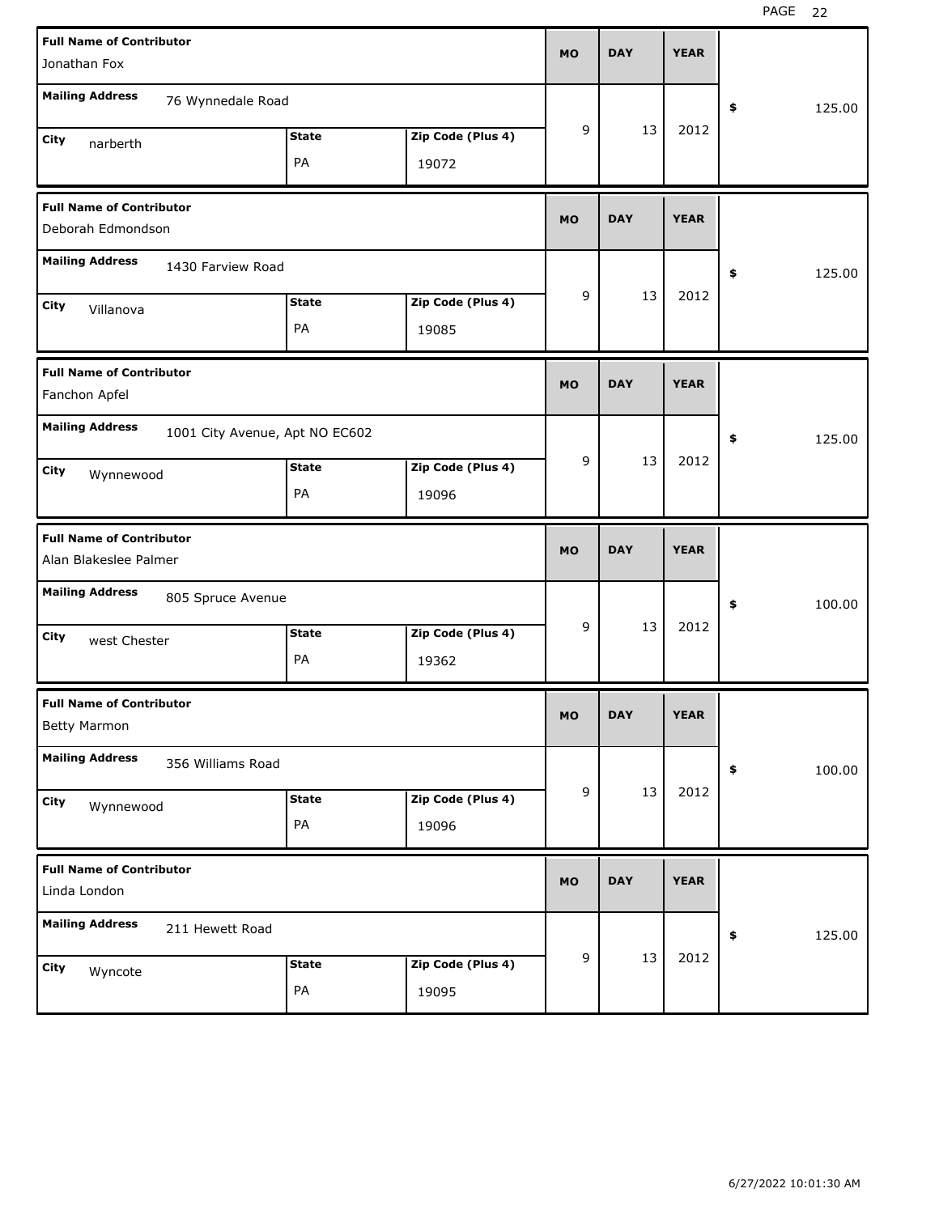| Full Name of Contributor | Mailing Address | City | State | Zip Code (Plus 4) | MO | DAY | YEAR | $ |
|---|---|---|---|---|---|---|---|---|
| Jonathan Fox | 76 Wynnedale Road | narberth | PA | 19072 | 9 | 13 | 2012 | 125.00 |
| Deborah Edmondson | 1430 Farview Road | Villanova | PA | 19085 | 9 | 13 | 2012 | 125.00 |
| Fanchon Apfel | 1001 City Avenue, Apt NO EC602 | Wynnewood | PA | 19096 | 9 | 13 | 2012 | 125.00 |
| Alan Blakeslee Palmer | 805 Spruce Avenue | west Chester | PA | 19362 | 9 | 13 | 2012 | 100.00 |
| Betty Marmon | 356 Williams Road | Wynnewood | PA | 19096 | 9 | 13 | 2012 | 100.00 |
| Linda London | 211 Hewett Road | Wyncote | PA | 19095 | 9 | 13 | 2012 | 125.00 |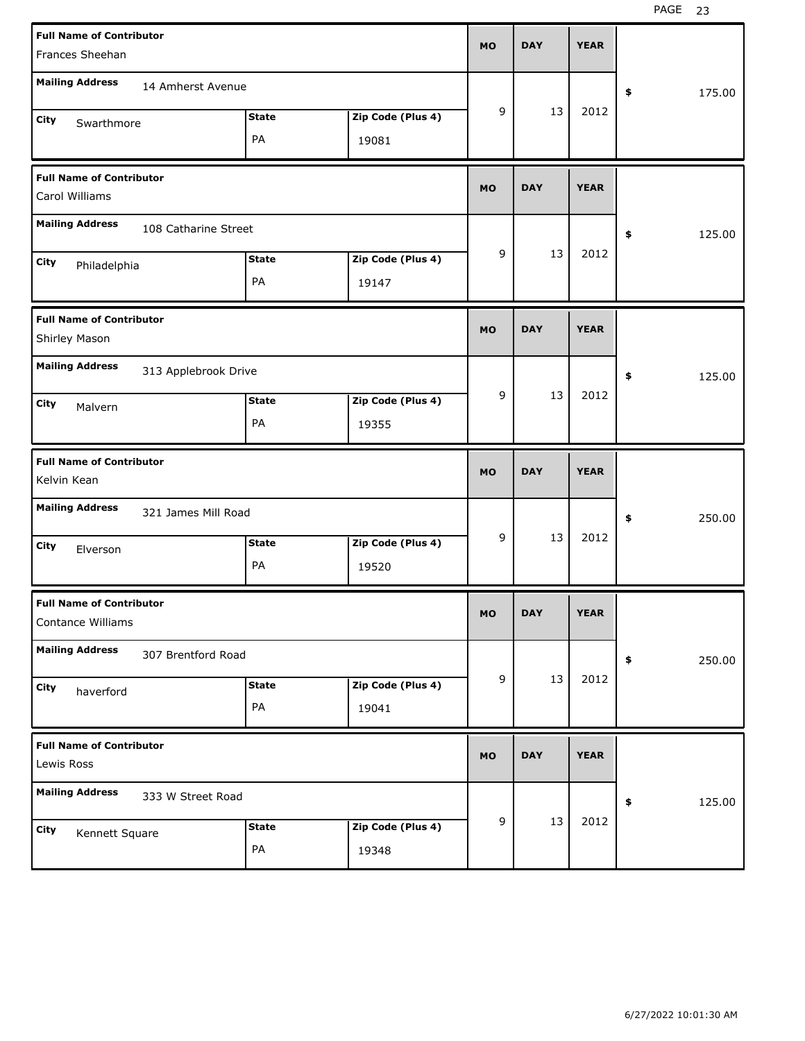| Full Name of Contributor | Mailing Address | City | State | Zip Code (Plus 4) | MO | DAY | YEAR | $ |
|---|---|---|---|---|---|---|---|---|
| Frances Sheehan | 14 Amherst Avenue | Swarthmore | PA | 19081 | 9 | 13 | 2012 | 175.00 |
| Carol Williams | 108 Catharine Street | Philadelphia | PA | 19147 | 9 | 13 | 2012 | 125.00 |
| Shirley Mason | 313 Applebrook Drive | Malvern | PA | 19355 | 9 | 13 | 2012 | 125.00 |
| Kelvin Kean | 321 James Mill Road | Elverson | PA | 19520 | 9 | 13 | 2012 | 250.00 |
| Contance Williams | 307 Brentford Road | haverford | PA | 19041 | 9 | 13 | 2012 | 250.00 |
| Lewis Ross | 333 W Street Road | Kennett Square | PA | 19348 | 9 | 13 | 2012 | 125.00 |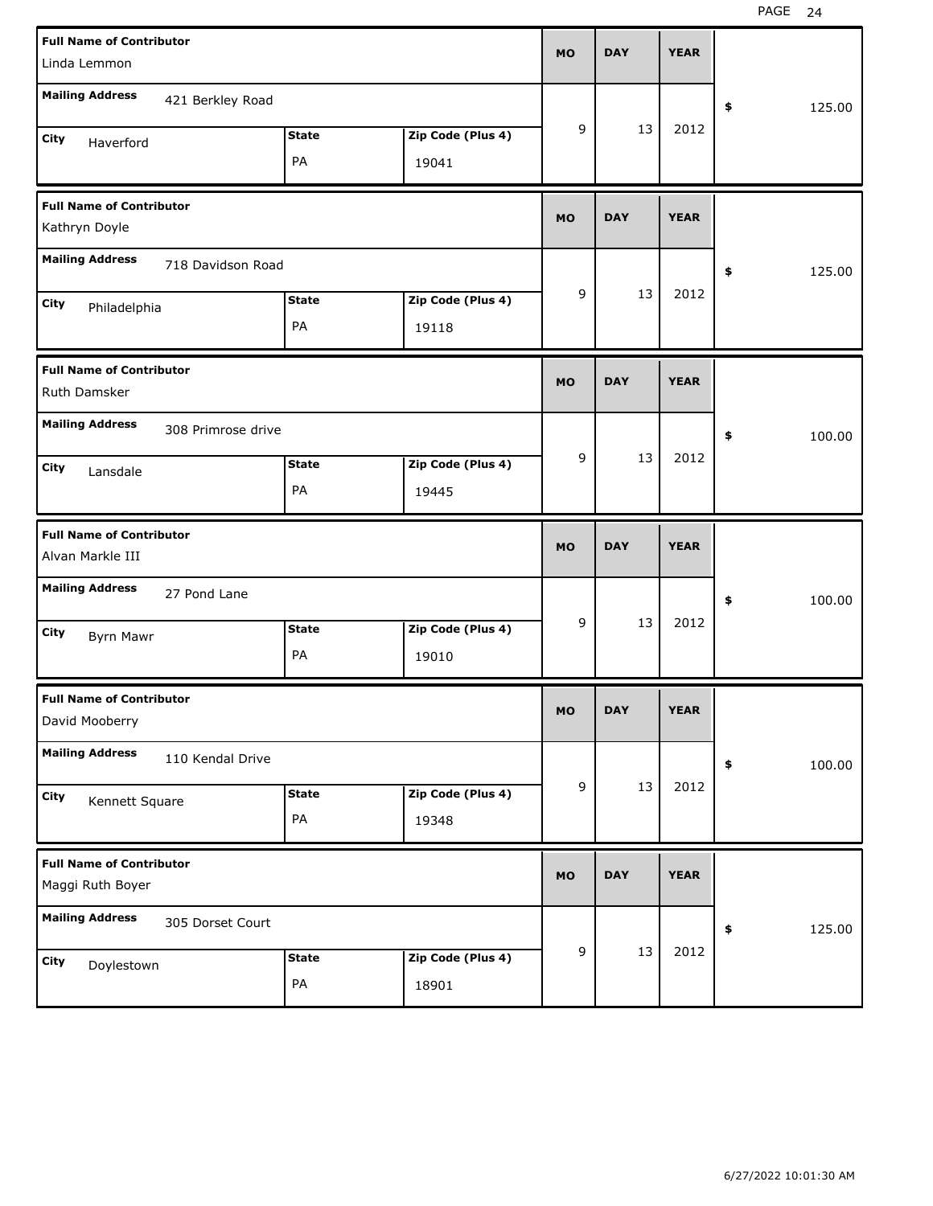| Full Name of Contributor | Mailing Address | City | State | Zip Code (Plus 4) | MO | DAY | YEAR | $ |
|---|---|---|---|---|---|---|---|---|
| Linda Lemmon | 421 Berkley Road | Haverford | PA | 19041 | 9 | 13 | 2012 | 125.00 |
| Kathryn Doyle | 718 Davidson Road | Philadelphia | PA | 19118 | 9 | 13 | 2012 | 125.00 |
| Ruth Damsker | 308 Primrose drive | Lansdale | PA | 19445 | 9 | 13 | 2012 | 100.00 |
| Alvan Markle III | 27 Pond Lane | Byrn Mawr | PA | 19010 | 9 | 13 | 2012 | 100.00 |
| David Mooberry | 110 Kendal Drive | Kennett Square | PA | 19348 | 9 | 13 | 2012 | 100.00 |
| Maggi Ruth Boyer | 305 Dorset Court | Doylestown | PA | 18901 | 9 | 13 | 2012 | 125.00 |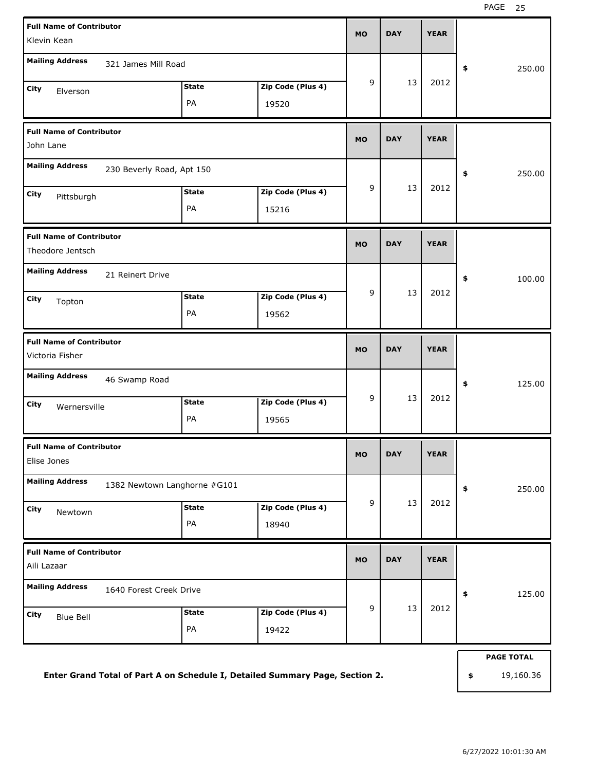| Full Name of Contributor | Mailing Address | City | State | Zip Code (Plus 4) | MO | DAY | YEAR | Amount |
|---|---|---|---|---|---|---|---|---|
| Klevin Kean | 321 James Mill Road | Elverson | PA | 19520 | 9 | 13 | 2012 | $ 250.00 |
| John Lane | 230 Beverly Road, Apt 150 | Pittsburgh | PA | 15216 | 9 | 13 | 2012 | $ 250.00 |
| Theodore Jentsch | 21 Reinert Drive | Topton | PA | 19562 | 9 | 13 | 2012 | $ 100.00 |
| Victoria Fisher | 46 Swamp Road | Wernersville | PA | 19565 | 9 | 13 | 2012 | $ 125.00 |
| Elise Jones | 1382 Newtown Langhorne #G101 | Newtown | PA | 18940 | 9 | 13 | 2012 | $ 250.00 |
| Aili Lazaar | 1640 Forest Creek Drive | Blue Bell | PA | 19422 | 9 | 13 | 2012 | $ 125.00 |

**Enter Grand Total of Part A on Schedule I, Detailed Summary Page, Section 2.**

| PAGE TOTAL |
|---|
| $ 19,160.36 |

6/27/2022 10:01:30 AM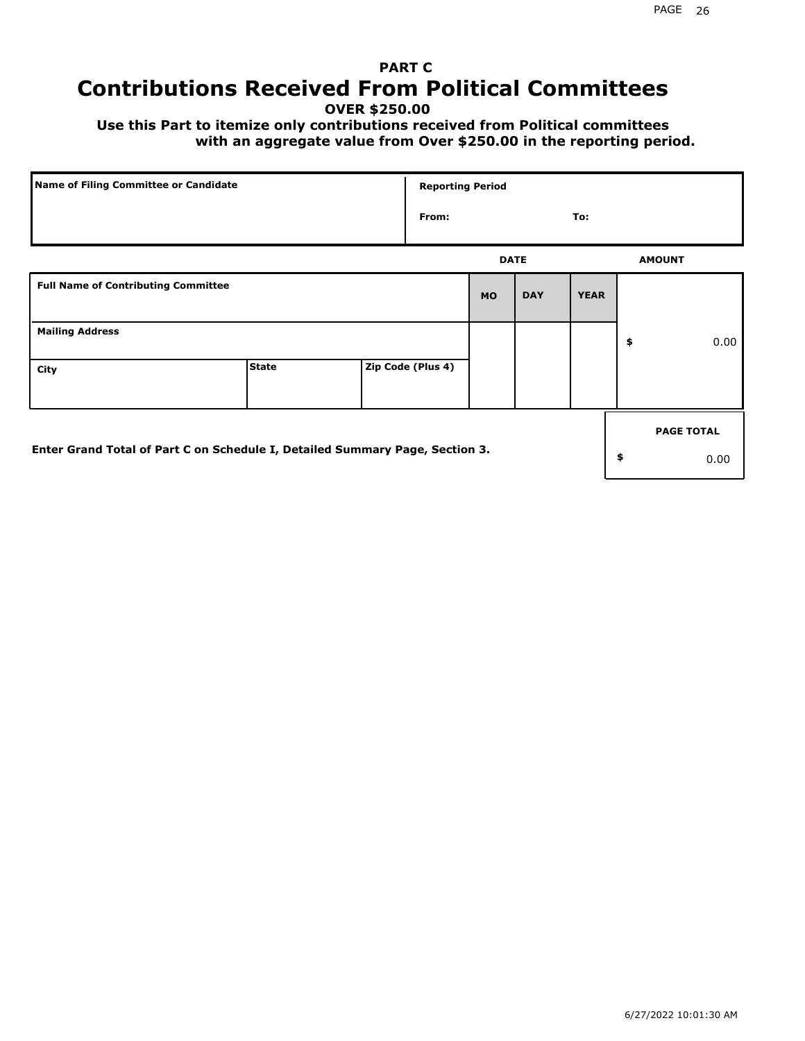## PART C

# Contributions Received From Political Committees

**OVER $250.00**

**Use this Part to itemize only contributions received from Political committees with an aggregate value from Over $250.00 in the reporting period.**

| Name of Filing Committee or Candidate | Reporting Period | |
|---|---|---|
| | From: | To: |

| Full Name of Contributing Committee | | | DATE MO | DATE DAY | DATE YEAR | AMOUNT |
|---|---|---|---|---|---|---|
| Mailing Address | | | | | | $ 0.00 |
| City | State | Zip Code (Plus 4) | | | | |

Enter Grand Total of Part C on Schedule I, Detailed Summary Page, Section 3.

| PAGE TOTAL |
|---|
| $ 0.00 |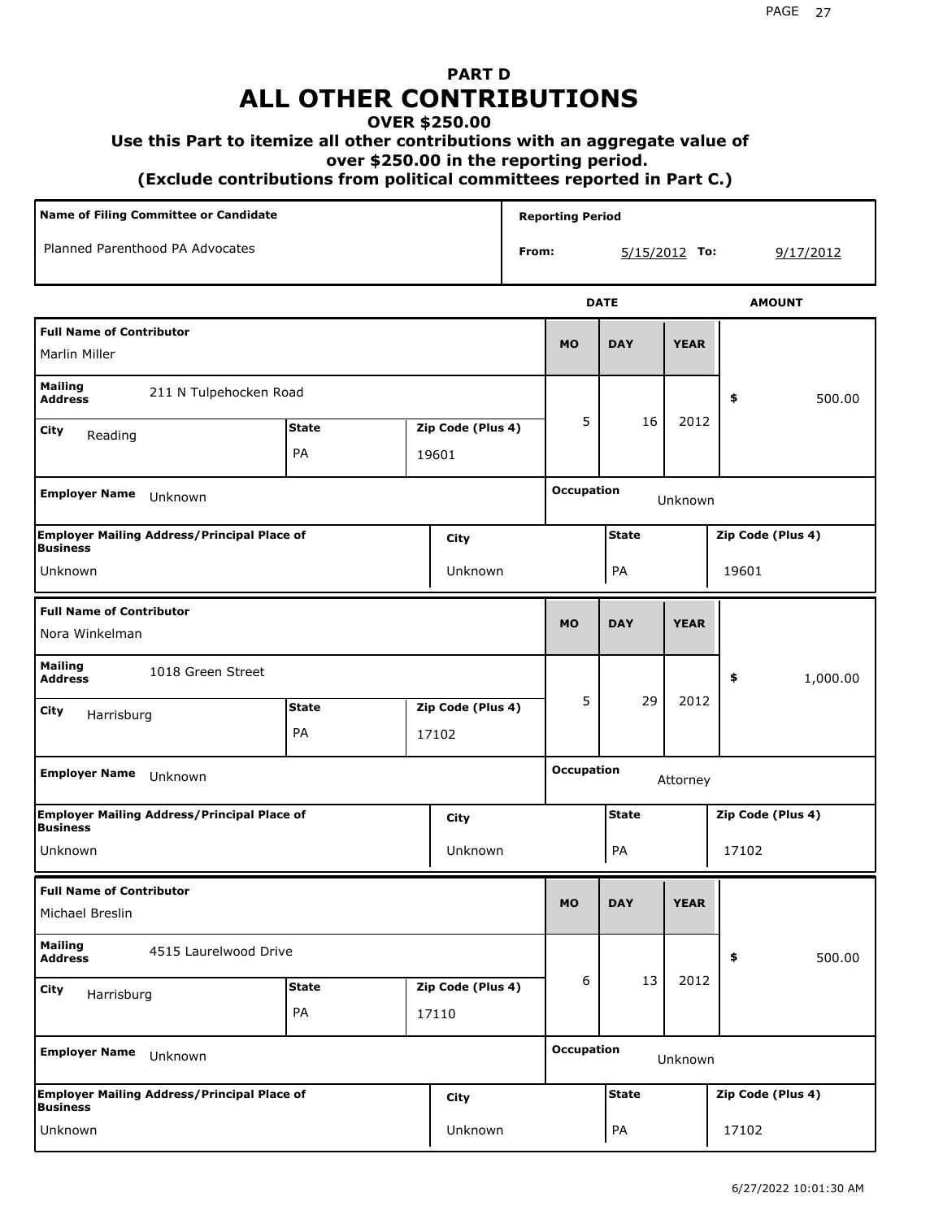# PART D
# ALL OTHER CONTRIBUTIONS

**OVER $250.00**

**Use this Part to itemize all other contributions with an aggregate value of over $250.00 in the reporting period.**

**(Exclude contributions from political committees reported in Part C.)**

| Name of Filing Committee or Candidate | Reporting Period |
|---|---|
| Planned Parenthood PA Advocates | From: 5/15/2012 To: 9/17/2012 |

| Full Name of Contributor | Mailing Address | City | State | Zip Code (Plus 4) | MO | DAY | YEAR | AMOUNT | Employer Name | Occupation | Employer Mailing Address/Principal Place of Business | City | State | Zip Code (Plus 4) |
|---|---|---|---|---|---|---|---|---|---|---|---|---|---|---|
| Marlin Miller | 211 N Tulpehocken Road | Reading | PA | 19601 | 5 | 16 | 2012 | $ 500.00 | Unknown | Unknown | Unknown | Unknown | PA | 19601 |
| Nora Winkelman | 1018 Green Street | Harrisburg | PA | 17102 | 5 | 29 | 2012 | $ 1,000.00 | Unknown | Attorney | Unknown | Unknown | PA | 17102 |
| Michael Breslin | 4515 Laurelwood Drive | Harrisburg | PA | 17110 | 6 | 13 | 2012 | $ 500.00 | Unknown | Unknown | Unknown | Unknown | PA | 17102 |

6/27/2022 10:01:30 AM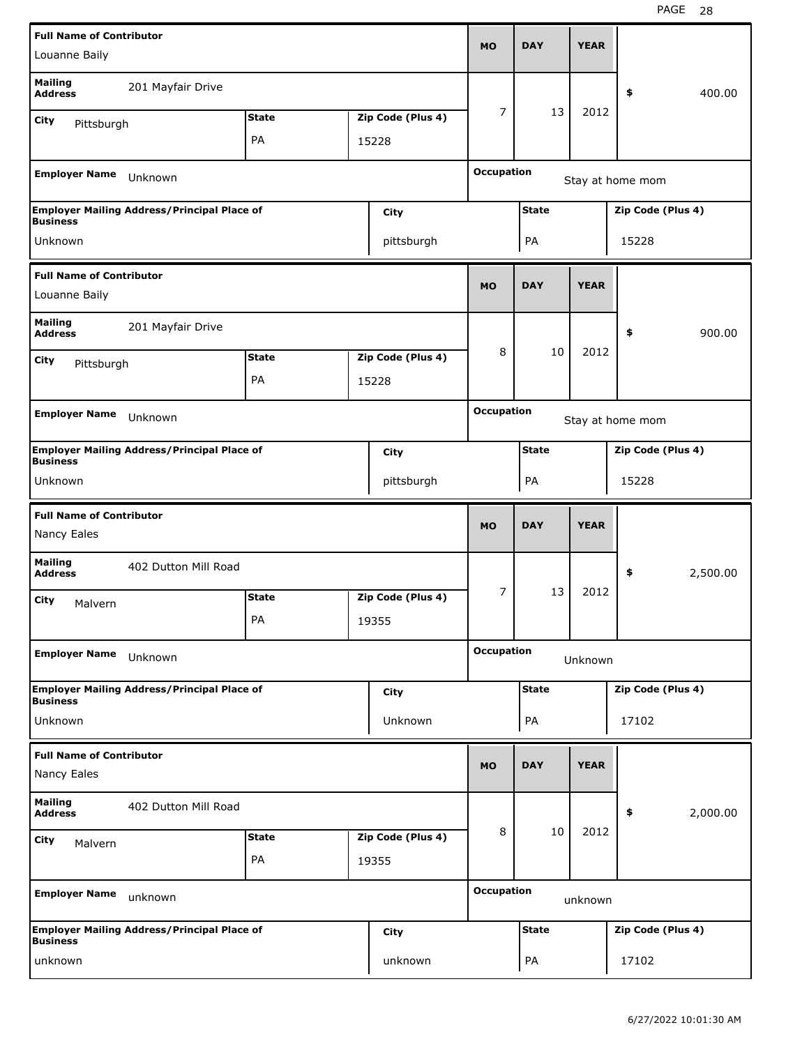| Full Name of Contributor | | | MO | DAY | YEAR | |
| --- | --- | --- | --- | --- | --- | --- |
| Louanne Baily | | | | | | |
| Mailing Address | 201 Mayfair Drive | | 7 | 13 | 2012 | $ 400.00 |
| City: Pittsburgh | State: PA | Zip Code (Plus 4): 15228 | | | | |
| Employer Name: Unknown | | | Occupation: Stay at home mom | | | |
| Employer Mailing Address/Principal Place of Business: Unknown | City: pittsburgh | | State: PA | | Zip Code (Plus 4): 15228 | |

| Full Name of Contributor | | | MO | DAY | YEAR | |
| --- | --- | --- | --- | --- | --- | --- |
| Louanne Baily | | | | | | |
| Mailing Address | 201 Mayfair Drive | | 8 | 10 | 2012 | $ 900.00 |
| City: Pittsburgh | State: PA | Zip Code (Plus 4): 15228 | | | | |
| Employer Name: Unknown | | | Occupation: Stay at home mom | | | |
| Employer Mailing Address/Principal Place of Business: Unknown | City: pittsburgh | | State: PA | | Zip Code (Plus 4): 15228 | |

| Full Name of Contributor | | | MO | DAY | YEAR | |
| --- | --- | --- | --- | --- | --- | --- |
| Nancy Eales | | | | | | |
| Mailing Address | 402 Dutton Mill Road | | 7 | 13 | 2012 | $ 2,500.00 |
| City: Malvern | State: PA | Zip Code (Plus 4): 19355 | | | | |
| Employer Name: Unknown | | | Occupation: Unknown | | | |
| Employer Mailing Address/Principal Place of Business: Unknown | City: Unknown | | State: PA | | Zip Code (Plus 4): 17102 | |

| Full Name of Contributor | | | MO | DAY | YEAR | |
| --- | --- | --- | --- | --- | --- | --- |
| Nancy Eales | | | | | | |
| Mailing Address | 402 Dutton Mill Road | | 8 | 10 | 2012 | $ 2,000.00 |
| City: Malvern | State: PA | Zip Code (Plus 4): 19355 | | | | |
| Employer Name: unknown | | | Occupation: unknown | | | |
| Employer Mailing Address/Principal Place of Business: unknown | City: unknown | | State: PA | | Zip Code (Plus 4): 17102 | |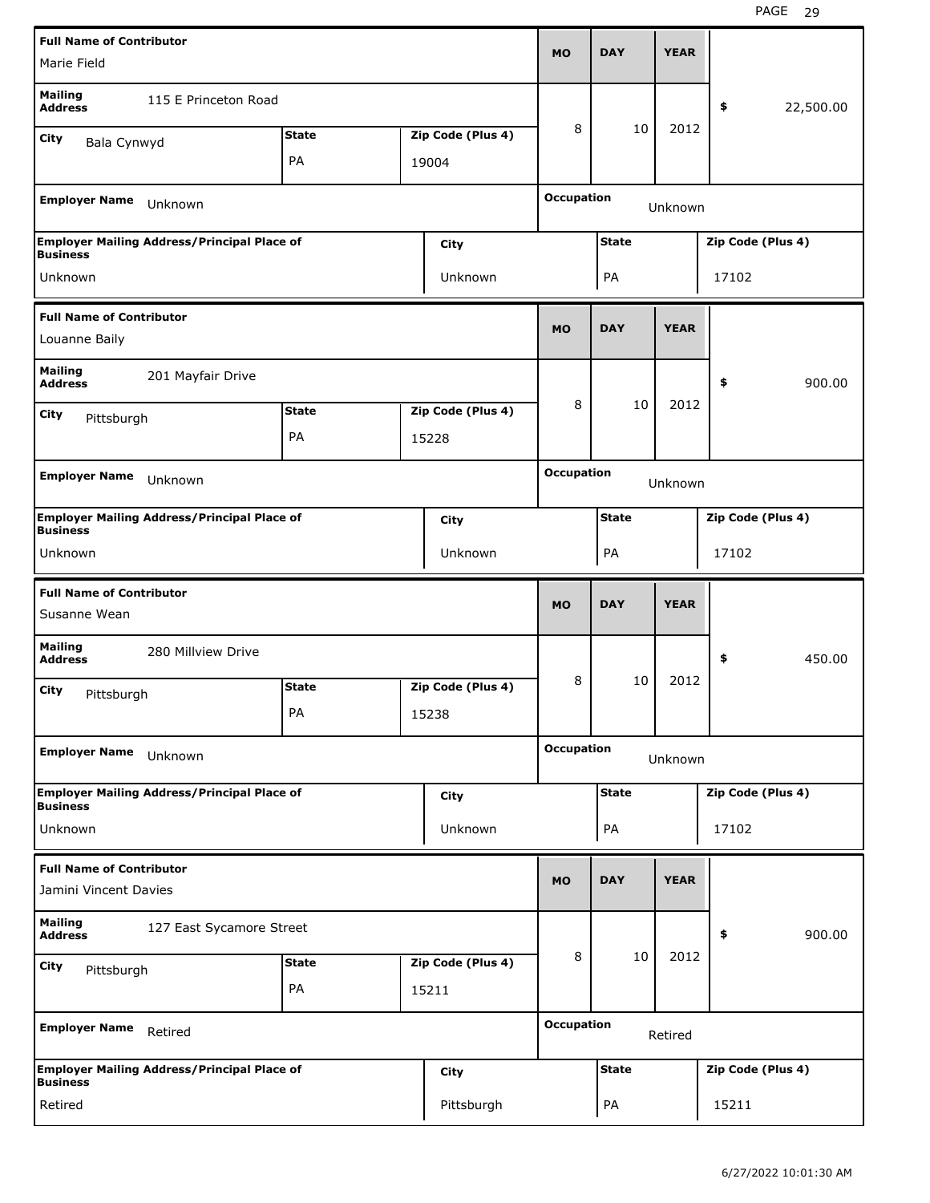| Full Name of Contributor | Mailing Address | City | State | Zip Code (Plus 4) | MO | DAY | YEAR | Amount | Employer Name | Occupation | Employer Mailing Address/Principal Place of Business | City | State | Zip Code (Plus 4) |
|---|---|---|---|---|---|---|---|---|---|---|---|---|---|---|
| Marie Field | 115 E Princeton Road | Bala Cynwyd | PA | 19004 | 8 | 10 | 2012 | $ 22,500.00 | Unknown | Unknown | Unknown | Unknown | PA | 17102 |
| Louanne Baily | 201 Mayfair Drive | Pittsburgh | PA | 15228 | 8 | 10 | 2012 | $ 900.00 | Unknown | Unknown | Unknown | Unknown | PA | 17102 |
| Susanne Wean | 280 Millview Drive | Pittsburgh | PA | 15238 | 8 | 10 | 2012 | $ 450.00 | Unknown | Unknown | Unknown | Unknown | PA | 17102 |
| Jamini Vincent Davies | 127 East Sycamore Street | Pittsburgh | PA | 15211 | 8 | 10 | 2012 | $ 900.00 | Retired | Retired | Retired | Pittsburgh | PA | 15211 |

6/27/2022 10:01:30 AM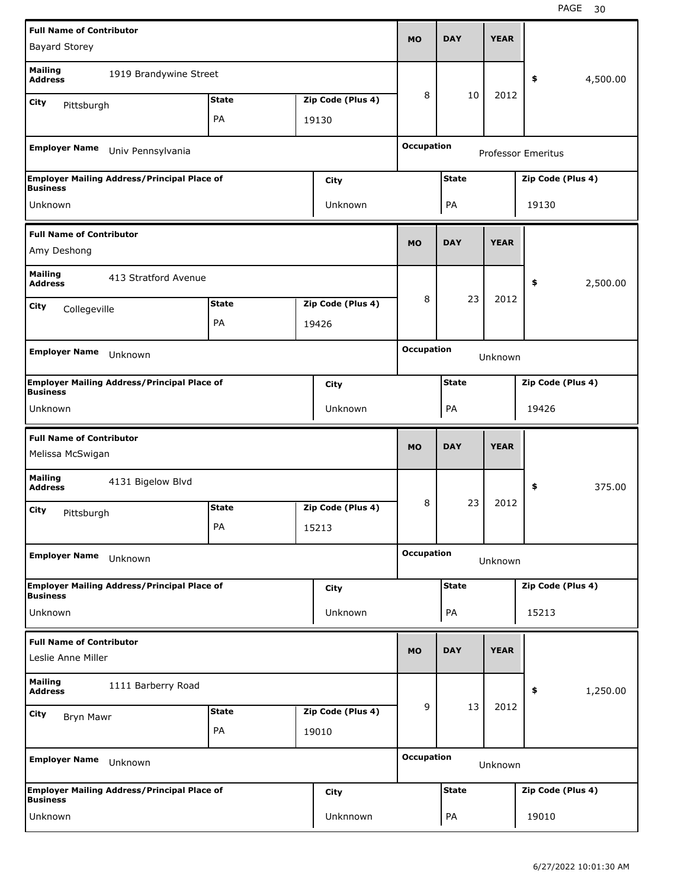| Full Name of Contributor | Mailing Address | City | State | Zip Code (Plus 4) | MO | DAY | YEAR | $ | Employer Name | Occupation | Employer Mailing Address/Principal Place of Business | City | State | Zip Code (Plus 4) |
|---|---|---|---|---|---|---|---|---|---|---|---|---|---|---|
| Bayard Storey | 1919 Brandywine Street | Pittsburgh | PA | 19130 | 8 | 10 | 2012 | 4,500.00 | Univ Pennsylvania | Professor Emeritus | Unknown | Unknown | PA | 19130 |
| Amy Deshong | 413 Stratford Avenue | Collegeville | PA | 19426 | 8 | 23 | 2012 | 2,500.00 | Unknown | Unknown | Unknown | Unknown | PA | 19426 |
| Melissa McSwigan | 4131 Bigelow Blvd | Pittsburgh | PA | 15213 | 8 | 23 | 2012 | 375.00 | Unknown | Unknown | Unknown | Unknown | PA | 15213 |
| Leslie Anne Miller | 1111 Barberry Road | Bryn Mawr | PA | 19010 | 9 | 13 | 2012 | 1,250.00 | Unknown | Unknown | Unknown | Unknnown | PA | 19010 |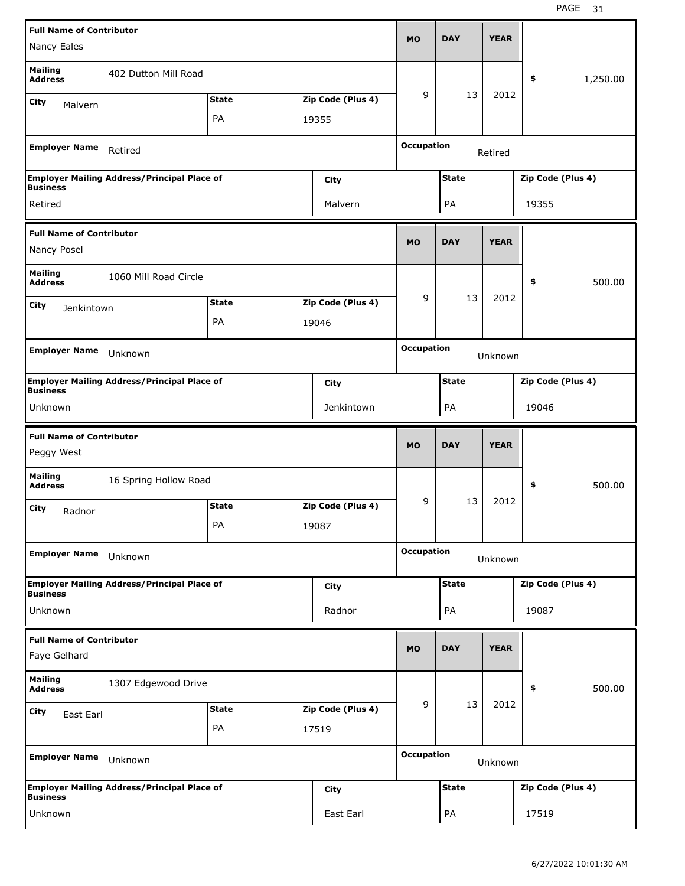| Full Name of Contributor | | | MO | DAY | YEAR | |
|---|---|---|---|---|---|---|
| Nancy Eales | | | 9 | 13 | 2012 | $ 1,250.00 |
| Mailing Address | 402 Dutton Mill Road | | | | | |
| City: Malvern | State: PA | Zip Code (Plus 4): 19355 | | | | |
| Employer Name: Retired | | | Occupation: Retired | | | |
| Employer Mailing Address/Principal Place of Business: Retired | | City: Malvern | State: PA | | Zip Code (Plus 4): 19355 | |

| Full Name of Contributor | | | MO | DAY | YEAR | |
|---|---|---|---|---|---|---|
| Nancy Posel | | | 9 | 13 | 2012 | $ 500.00 |
| Mailing Address | 1060 Mill Road Circle | | | | | |
| City: Jenkintown | State: PA | Zip Code (Plus 4): 19046 | | | | |
| Employer Name: Unknown | | | Occupation: Unknown | | | |
| Employer Mailing Address/Principal Place of Business: Unknown | | City: Jenkintown | State: PA | | Zip Code (Plus 4): 19046 | |

| Full Name of Contributor | | | MO | DAY | YEAR | |
|---|---|---|---|---|---|---|
| Peggy West | | | 9 | 13 | 2012 | $ 500.00 |
| Mailing Address | 16 Spring Hollow Road | | | | | |
| City: Radnor | State: PA | Zip Code (Plus 4): 19087 | | | | |
| Employer Name: Unknown | | | Occupation: Unknown | | | |
| Employer Mailing Address/Principal Place of Business: Unknown | | City: Radnor | State: PA | | Zip Code (Plus 4): 19087 | |

| Full Name of Contributor | | | MO | DAY | YEAR | |
|---|---|---|---|---|---|---|
| Faye Gelhard | | | 9 | 13 | 2012 | $ 500.00 |
| Mailing Address | 1307 Edgewood Drive | | | | | |
| City: East Earl | State: PA | Zip Code (Plus 4): 17519 | | | | |
| Employer Name: Unknown | | | Occupation: Unknown | | | |
| Employer Mailing Address/Principal Place of Business: Unknown | | City: East Earl | State: PA | | Zip Code (Plus 4): 17519 | |

6/27/2022 10:01:30 AM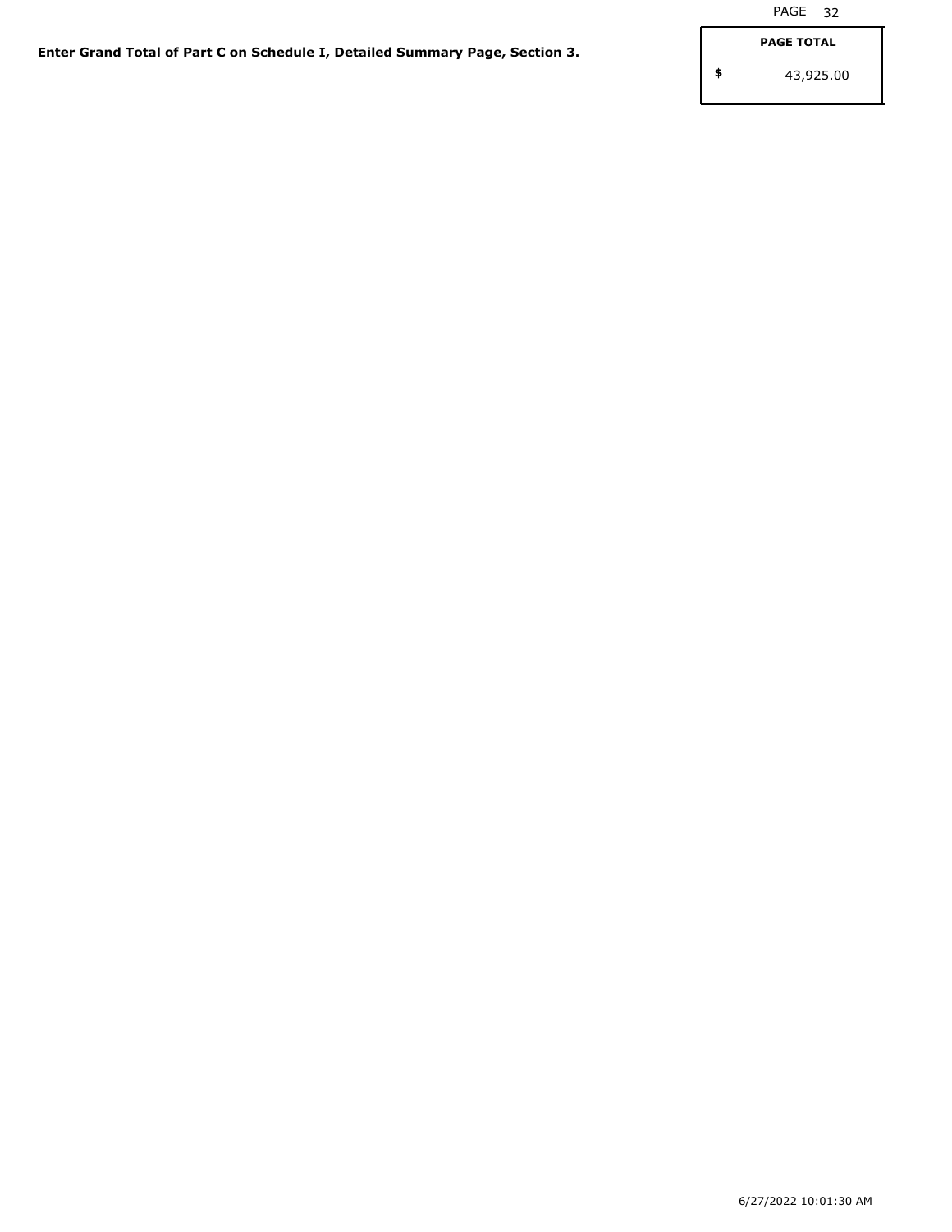**Enter Grand Total of Part C on Schedule I, Detailed Summary Page, Section 3.**

| PAGE TOTAL |
| --- |
| $ 43,925.00 |

6/27/2022 10:01:30 AM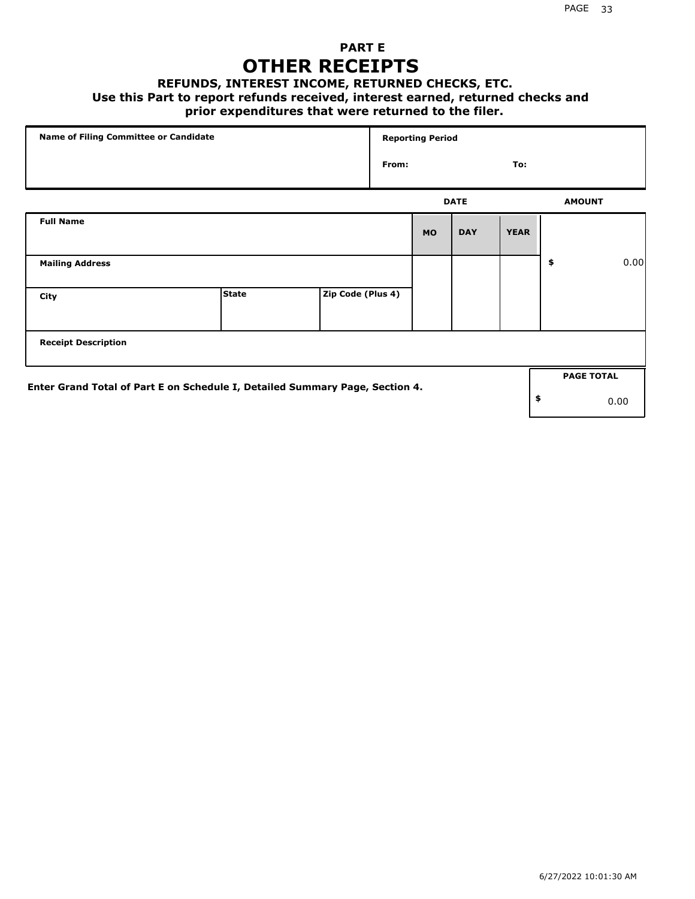# PART E

# OTHER RECEIPTS

### REFUNDS, INTEREST INCOME, RETURNED CHECKS, ETC.

**Use this Part to report refunds received, interest earned, returned checks and prior expenditures that were returned to the filer.**

| Name of Filing Committee or Candidate | Reporting Period | |
|---|---|---|
| | From: | To: |

| Full Name | | | DATE MO | DAY | YEAR | AMOUNT |
|---|---|---|---|---|---|---|
| Mailing Address | | | | | | $ 0.00 |
| City | State | Zip Code (Plus 4) | | | | |
| Receipt Description | | | | | | |

**Enter Grand Total of Part E on Schedule I, Detailed Summary Page, Section 4.**

| PAGE TOTAL |
|---|
| $ 0.00 |

6/27/2022 10:01:30 AM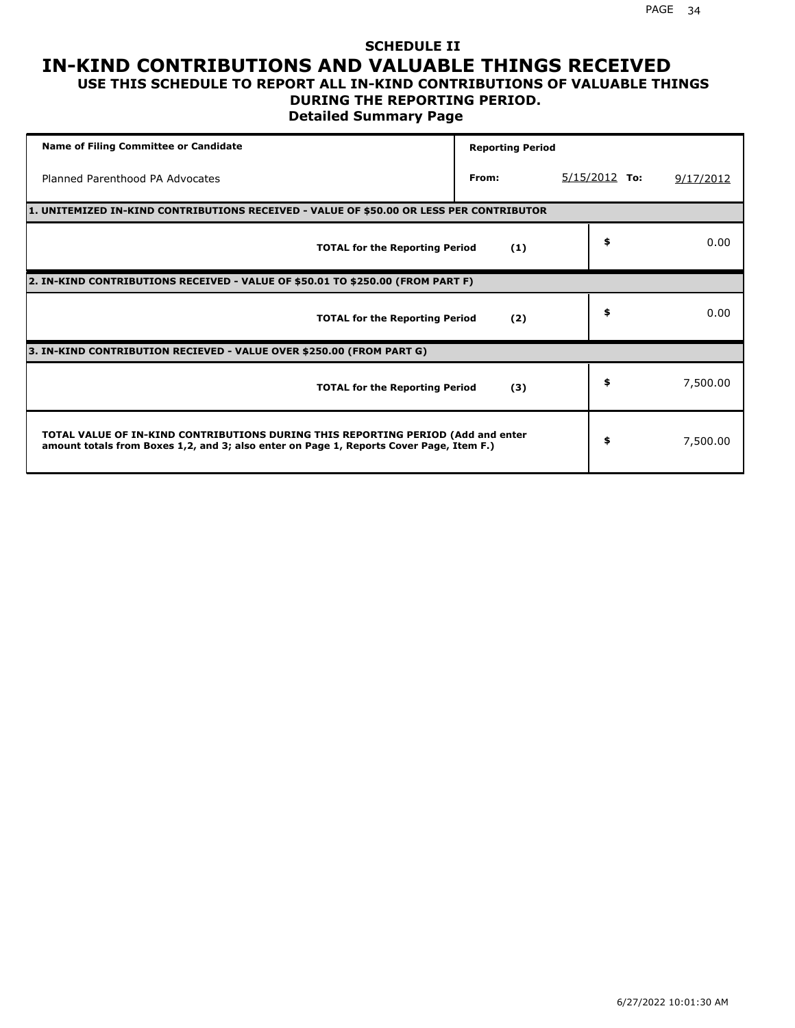## SCHEDULE II

# IN-KIND CONTRIBUTIONS AND VALUABLE THINGS RECEIVED

### USE THIS SCHEDULE TO REPORT ALL IN-KIND CONTRIBUTIONS OF VALUABLE THINGS DURING THE REPORTING PERIOD.

### Detailed Summary Page

| Name of Filing Committee or Candidate | Reporting Period | | |
|---|---|---|---|
| Planned Parenthood PA Advocates | From: | 5/15/2012 To: | 9/17/2012 |

| | | |
|---|---|---|
| **1. UNITEMIZED IN-KIND CONTRIBUTIONS RECEIVED - VALUE OF $50.00 OR LESS PER CONTRIBUTOR** | | |
| **TOTAL for the Reporting Period** | **(1)** | $ 0.00 |
| **2. IN-KIND CONTRIBUTIONS RECEIVED - VALUE OF $50.01 TO $250.00 (FROM PART F)** | | |
| **TOTAL for the Reporting Period** | **(2)** | $ 0.00 |
| **3. IN-KIND CONTRIBUTION RECIEVED - VALUE OVER $250.00 (FROM PART G)** | | |
| **TOTAL for the Reporting Period** | **(3)** | $ 7,500.00 |
| **TOTAL VALUE OF IN-KIND CONTRIBUTIONS DURING THIS REPORTING PERIOD (Add and enter amount totals from Boxes 1,2, and 3; also enter on Page 1, Reports Cover Page, Item F.)** | | $ 7,500.00 |

6/27/2022 10:01:30 AM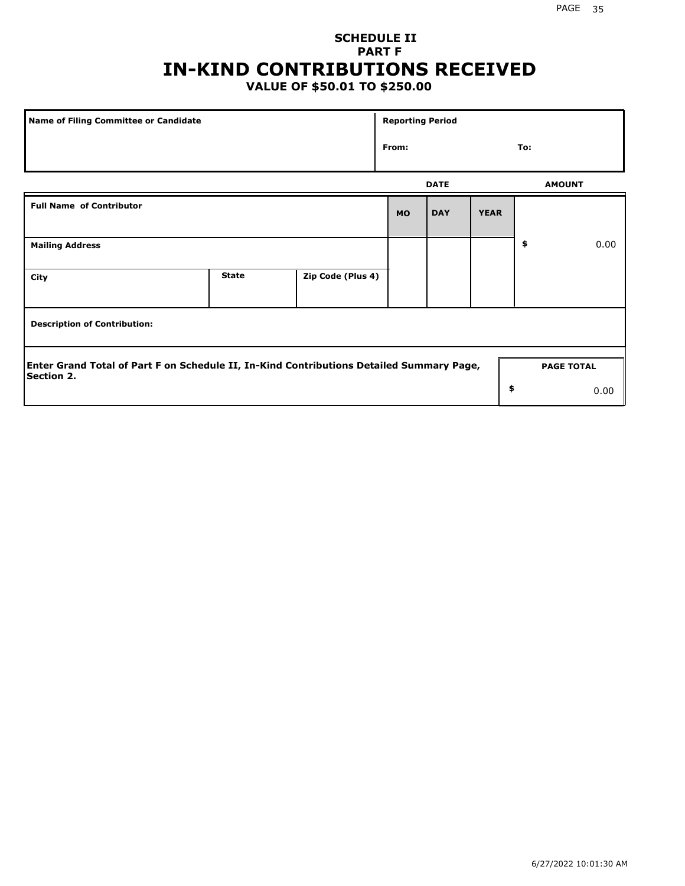## SCHEDULE II
## PART F
# IN-KIND CONTRIBUTIONS RECEIVED
### VALUE OF $50.01 TO $250.00

| Name of Filing Committee or Candidate | Reporting Period | |
|---|---|---|
| | From: | To: |

| Full Name of Contributor | | | DATE | | | AMOUNT |
|---|---|---|---|---|---|---|
| | | | MO | DAY | YEAR | |
| Mailing Address | | | | | | $ 0.00 |
| City | State | Zip Code (Plus 4) | | | | |
| Description of Contribution: | | | | | | |

| Enter Grand Total of Part F on Schedule II, In-Kind Contributions Detailed Summary Page, Section 2. | PAGE TOTAL |
|---|---|
| | $ 0.00 |

6/27/2022 10:01:30 AM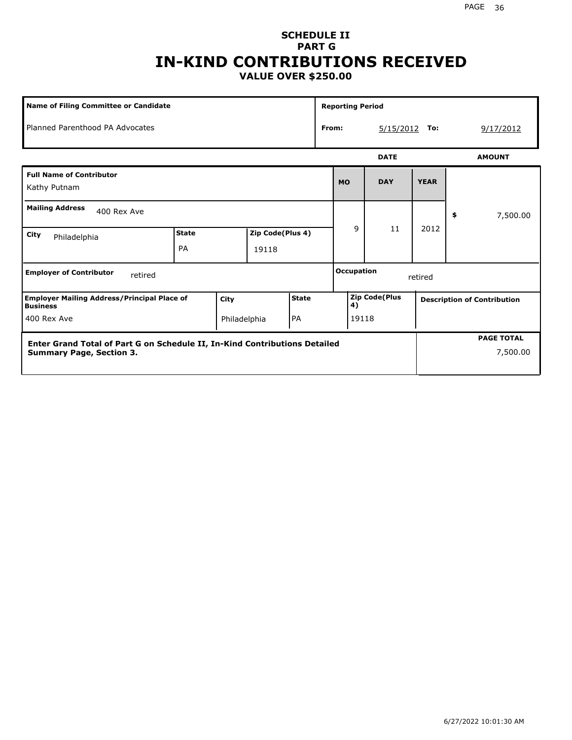# SCHEDULE II
## PART G
# IN-KIND CONTRIBUTIONS RECEIVED
### VALUE OVER $250.00

| Name of Filing Committee or Candidate | Reporting Period | | | |
|---|---|---|---|---|
| Planned Parenthood PA Advocates | From: | 5/15/2012 | To: | 9/17/2012 |

| | | | | | DATE | | | AMOUNT |
|---|---|---|---|---|---|---|---|---|
| **Full Name of Contributor** | | | | | **MO** | **DAY** | **YEAR** | |
| Kathy Putnam | | | | | | | | |
| **Mailing Address** 400 Rex Ave | | | | | 9 | 11 | 2012 | $ 7,500.00 |
| **City** Philadelphia | **State** PA | **Zip Code(Plus 4)** 19118 | | | | | | |
| **Employer of Contributor** retired | | | | | **Occupation** retired | | | |
| **Employer Mailing Address/Principal Place of Business** | **City** | **State** | **Zip Code(Plus 4)** | | **Description of Contribution** | | | |
| 400 Rex Ave | Philadelphia | PA | 19118 | | | | | |

| Enter Grand Total of Part G on Schedule II, In-Kind Contributions Detailed Summary Page, Section 3. | PAGE TOTAL |
|---|---|
| | 7,500.00 |

6/27/2022 10:01:30 AM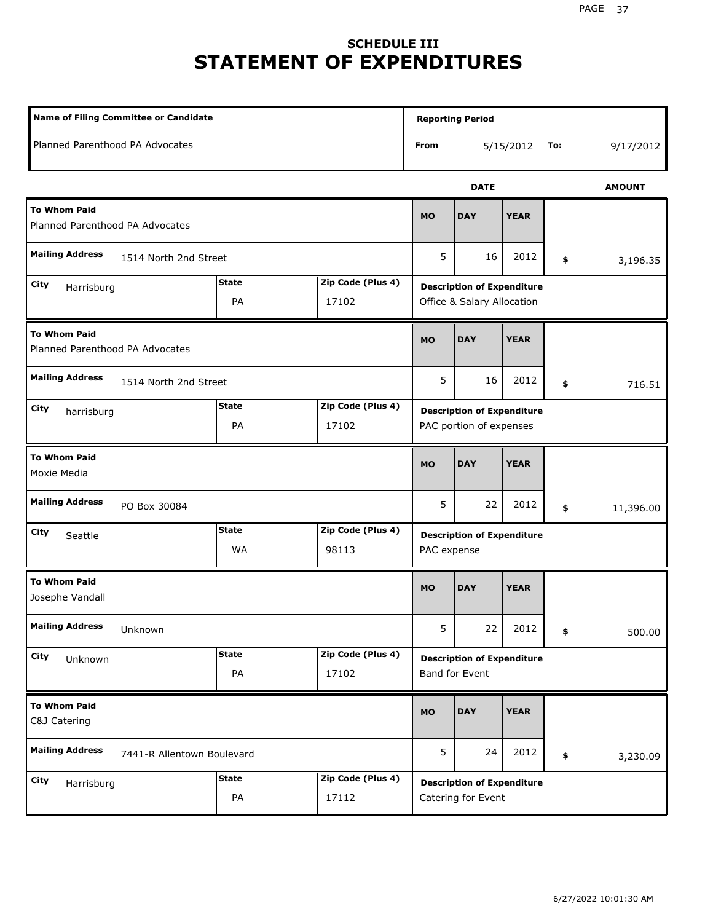# SCHEDULE III
# STATEMENT OF EXPENDITURES

| Name of Filing Committee or Candidate | Reporting Period | |
|---|---|---|
| Planned Parenthood PA Advocates | From 5/15/2012 | To: 9/17/2012 |

| To Whom Paid | Mailing Address | City | State | Zip Code (Plus 4) | MO | DAY | YEAR | AMOUNT | Description of Expenditure |
|---|---|---|---|---|---|---|---|---|---|
| Planned Parenthood PA Advocates | 1514 North 2nd Street | Harrisburg | PA | 17102 | 5 | 16 | 2012 | $ 3,196.35 | Office & Salary Allocation |
| Planned Parenthood PA Advocates | 1514 North 2nd Street | harrisburg | PA | 17102 | 5 | 16 | 2012 | $ 716.51 | PAC portion of expenses |
| Moxie Media | PO Box 30084 | Seattle | WA | 98113 | 5 | 22 | 2012 | $ 11,396.00 | PAC expense |
| Josephe Vandall | Unknown | Unknown | PA | 17102 | 5 | 22 | 2012 | $ 500.00 | Band for Event |
| C&J Catering | 7441-R Allentown Boulevard | Harrisburg | PA | 17112 | 5 | 24 | 2012 | $ 3,230.09 | Catering for Event |

6/27/2022 10:01:30 AM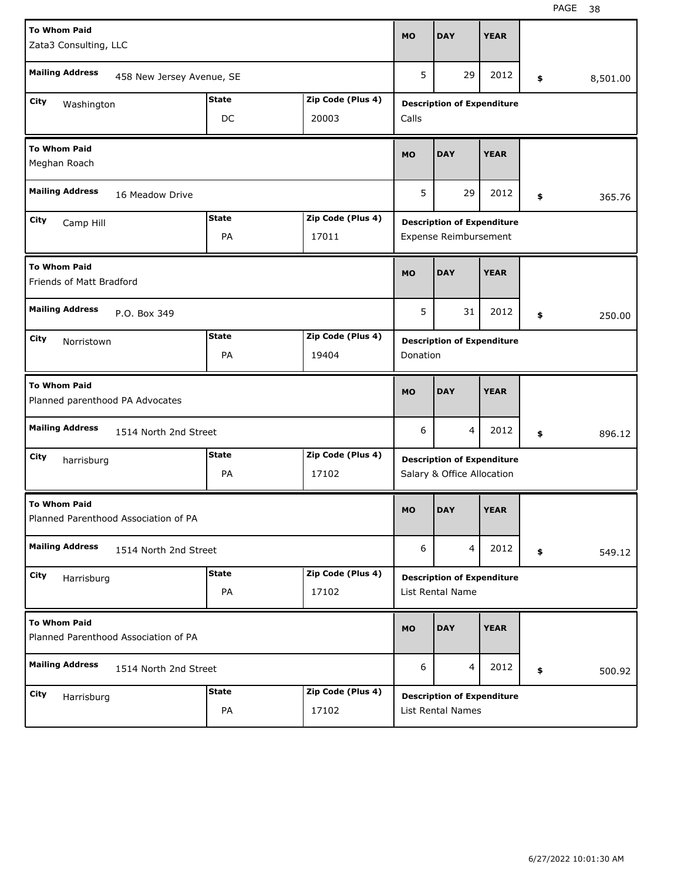| To Whom Paid | Mailing Address | City | State | Zip Code (Plus 4) | MO | DAY | YEAR | Amount | Description of Expenditure |
|---|---|---|---|---|---|---|---|---|---|
| Zata3 Consulting, LLC | 458 New Jersey Avenue, SE | Washington | DC | 20003 | 5 | 29 | 2012 | $ 8,501.00 | Calls |
| Meghan Roach | 16 Meadow Drive | Camp Hill | PA | 17011 | 5 | 29 | 2012 | $ 365.76 | Expense Reimbursement |
| Friends of Matt Bradford | P.O. Box 349 | Norristown | PA | 19404 | 5 | 31 | 2012 | $ 250.00 | Donation |
| Planned parenthood PA Advocates | 1514 North 2nd Street | harrisburg | PA | 17102 | 6 | 4 | 2012 | $ 896.12 | Salary & Office Allocation |
| Planned Parenthood Association of PA | 1514 North 2nd Street | Harrisburg | PA | 17102 | 6 | 4 | 2012 | $ 549.12 | List Rental Name |
| Planned Parenthood Association of PA | 1514 North 2nd Street | Harrisburg | PA | 17102 | 6 | 4 | 2012 | $ 500.92 | List Rental Names |

6/27/2022 10:01:30 AM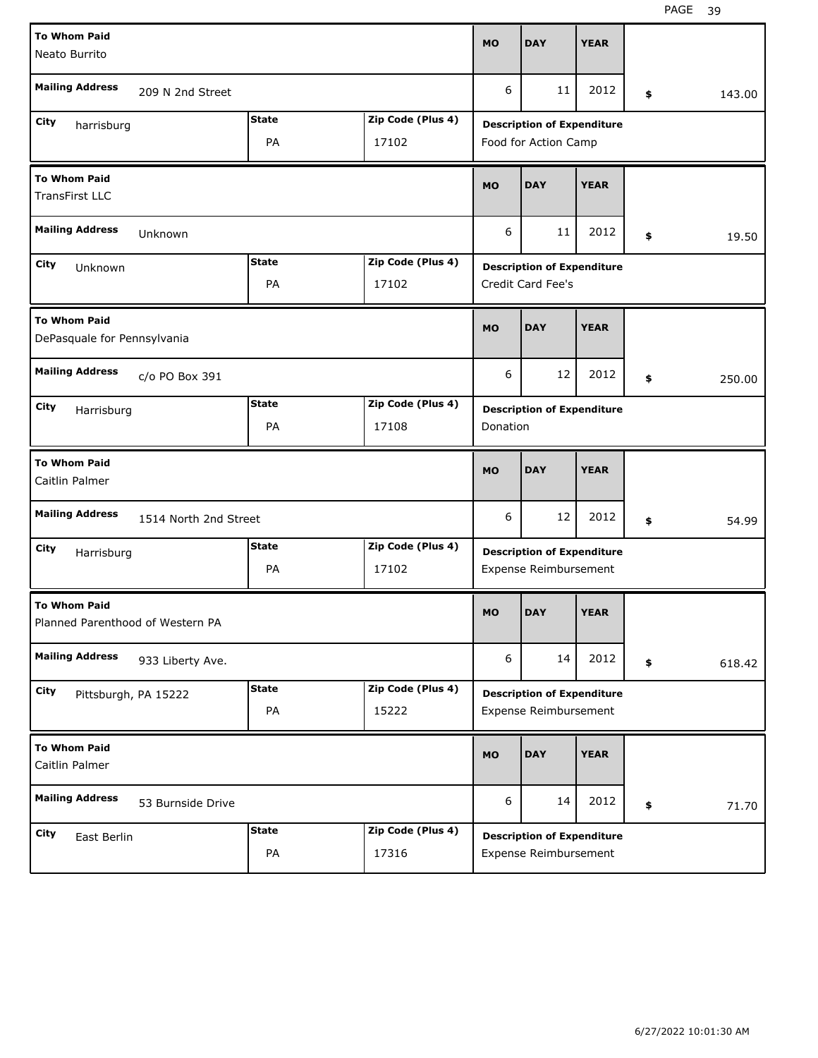| To Whom Paid | Mailing Address | City | State | Zip Code (Plus 4) | MO | DAY | YEAR | Description of Expenditure | $ |
|---|---|---|---|---|---|---|---|---|---|
| Neato Burrito | 209 N 2nd Street | harrisburg | PA | 17102 | 6 | 11 | 2012 | Food for Action Camp | 143.00 |
| TransFirst LLC | Unknown | Unknown | PA | 17102 | 6 | 11 | 2012 | Credit Card Fee's | 19.50 |
| DePasquale for Pennsylvania | c/o PO Box 391 | Harrisburg | PA | 17108 | 6 | 12 | 2012 | Donation | 250.00 |
| Caitlin Palmer | 1514 North 2nd Street | Harrisburg | PA | 17102 | 6 | 12 | 2012 | Expense Reimbursement | 54.99 |
| Planned Parenthood of Western PA | 933 Liberty Ave. | Pittsburgh, PA 15222 | PA | 15222 | 6 | 14 | 2012 | Expense Reimbursement | 618.42 |
| Caitlin Palmer | 53 Burnside Drive | East Berlin | PA | 17316 | 6 | 14 | 2012 | Expense Reimbursement | 71.70 |

6/27/2022 10:01:30 AM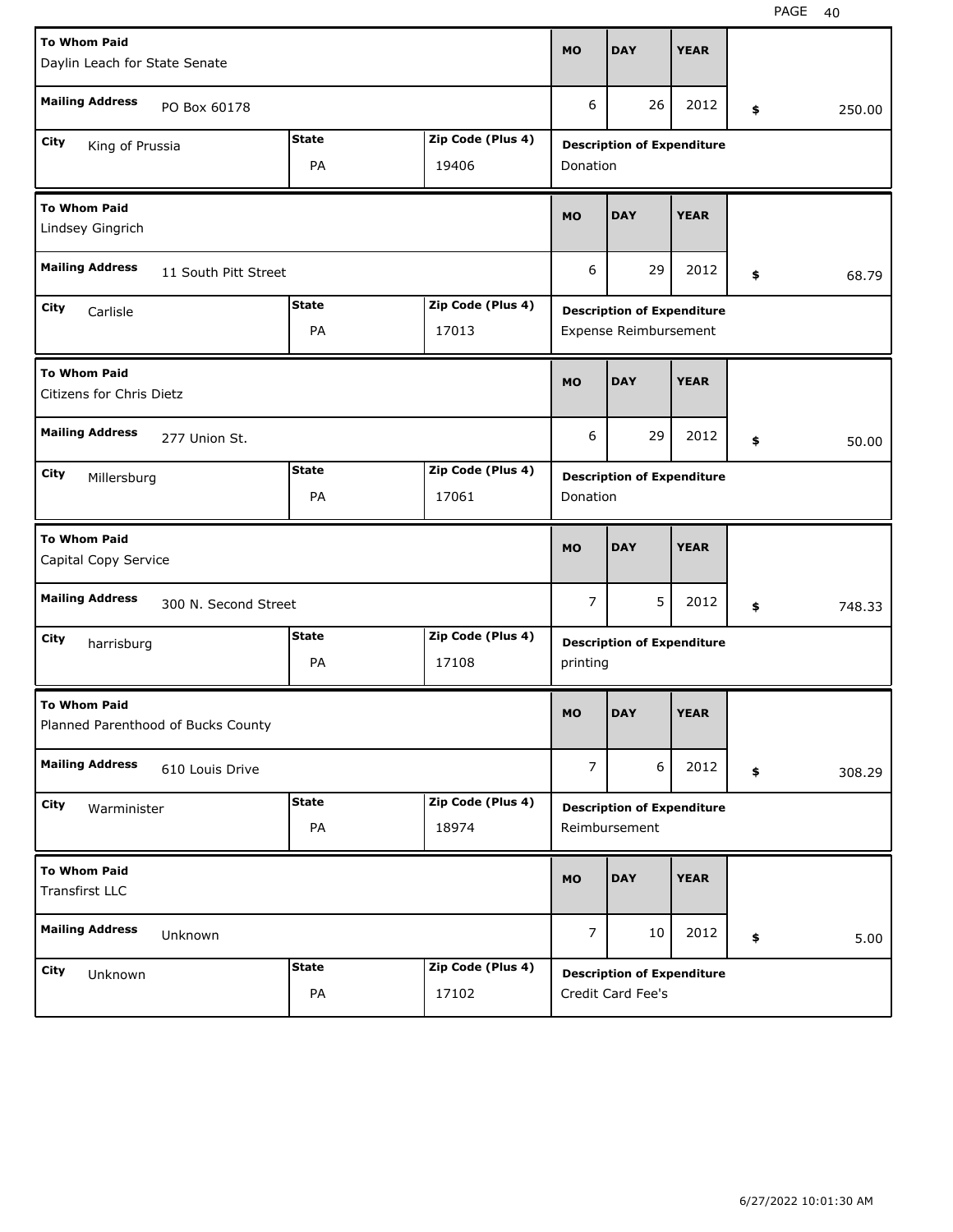| To Whom Paid | Mailing Address | City | State | Zip Code (Plus 4) | MO | DAY | YEAR | Amount | Description of Expenditure |
|---|---|---|---|---|---|---|---|---|---|
| Daylin Leach for State Senate | PO Box 60178 | King of Prussia | PA | 19406 | 6 | 26 | 2012 | $ 250.00 | Donation |
| Lindsey Gingrich | 11 South Pitt Street | Carlisle | PA | 17013 | 6 | 29 | 2012 | $ 68.79 | Expense Reimbursement |
| Citizens for Chris Dietz | 277 Union St. | Millersburg | PA | 17061 | 6 | 29 | 2012 | $ 50.00 | Donation |
| Capital Copy Service | 300 N. Second Street | harrisburg | PA | 17108 | 7 | 5 | 2012 | $ 748.33 | printing |
| Planned Parenthood of Bucks County | 610 Louis Drive | Warminister | PA | 18974 | 7 | 6 | 2012 | $ 308.29 | Reimbursement |
| Transfirst LLC | Unknown | Unknown | PA | 17102 | 7 | 10 | 2012 | $ 5.00 | Credit Card Fee's |

6/27/2022 10:01:30 AM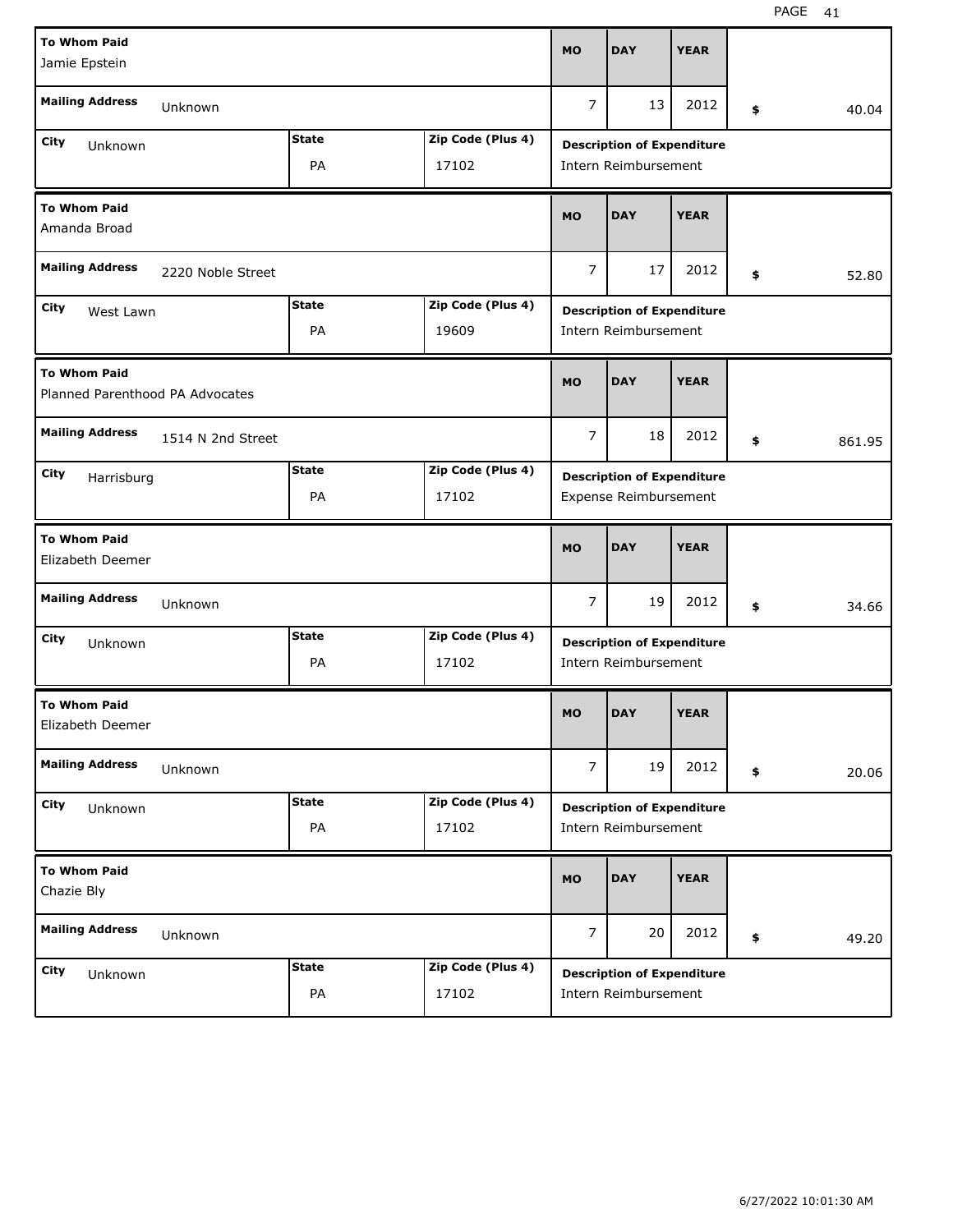| To Whom Paid | Mailing Address | City | State | Zip Code (Plus 4) | MO | DAY | YEAR | $ | Description of Expenditure |
|---|---|---|---|---|---|---|---|---|---|
| Jamie Epstein | Unknown | Unknown | PA | 17102 | 7 | 13 | 2012 | 40.04 | Intern Reimbursement |
| Amanda Broad | 2220 Noble Street | West Lawn | PA | 19609 | 7 | 17 | 2012 | 52.80 | Intern Reimbursement |
| Planned Parenthood PA Advocates | 1514 N 2nd Street | Harrisburg | PA | 17102 | 7 | 18 | 2012 | 861.95 | Expense Reimbursement |
| Elizabeth Deemer | Unknown | Unknown | PA | 17102 | 7 | 19 | 2012 | 34.66 | Intern Reimbursement |
| Elizabeth Deemer | Unknown | Unknown | PA | 17102 | 7 | 19 | 2012 | 20.06 | Intern Reimbursement |
| Chazie Bly | Unknown | Unknown | PA | 17102 | 7 | 20 | 2012 | 49.20 | Intern Reimbursement |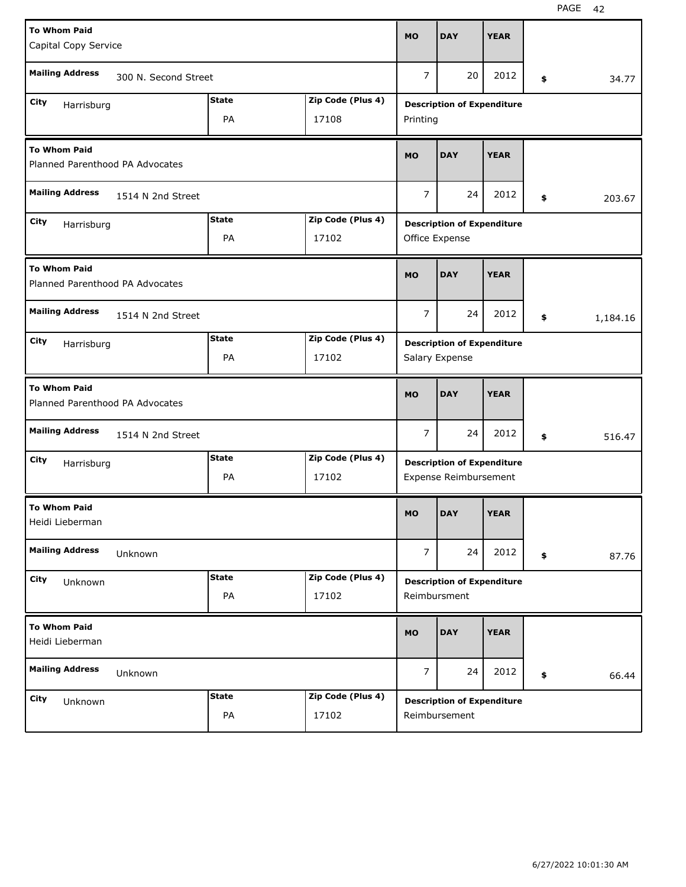| To Whom Paid | Mailing Address | City | State | Zip Code (Plus 4) | MO | DAY | YEAR | Amount | Description of Expenditure |
|---|---|---|---|---|---|---|---|---|---|
| Capital Copy Service | 300 N. Second Street | Harrisburg | PA | 17108 | 7 | 20 | 2012 | $ 34.77 | Printing |
| Planned Parenthood PA Advocates | 1514 N 2nd Street | Harrisburg | PA | 17102 | 7 | 24 | 2012 | $ 203.67 | Office Expense |
| Planned Parenthood PA Advocates | 1514 N 2nd Street | Harrisburg | PA | 17102 | 7 | 24 | 2012 | $ 1,184.16 | Salary Expense |
| Planned Parenthood PA Advocates | 1514 N 2nd Street | Harrisburg | PA | 17102 | 7 | 24 | 2012 | $ 516.47 | Expense Reimbursement |
| Heidi Lieberman | Unknown | Unknown | PA | 17102 | 7 | 24 | 2012 | $ 87.76 | Reimbursment |
| Heidi Lieberman | Unknown | Unknown | PA | 17102 | 7 | 24 | 2012 | $ 66.44 | Reimbursement |

6/27/2022 10:01:30 AM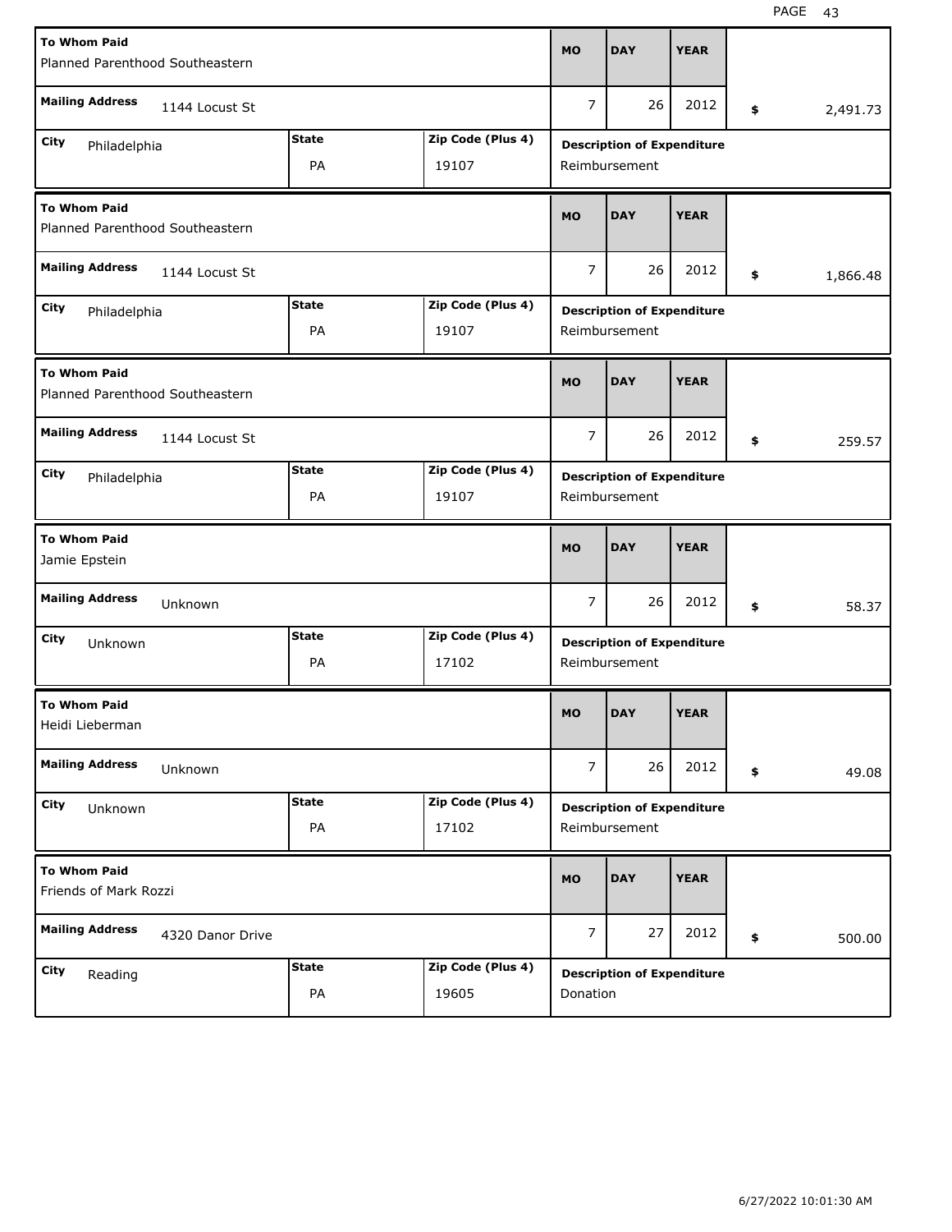| To Whom Paid | | | MO | DAY | YEAR | |
|---|---|---|---|---|---|---|
| Planned Parenthood Southeastern | | | | | | |
| **Mailing Address** 1144 Locust St | | | 7 | 26 | 2012 | $ 2,491.73 |
| **City** Philadelphia | **State** PA | **Zip Code (Plus 4)** 19107 | **Description of Expenditure** Reimbursement | | | |

| To Whom Paid | | | MO | DAY | YEAR | |
|---|---|---|---|---|---|---|
| Planned Parenthood Southeastern | | | | | | |
| **Mailing Address** 1144 Locust St | | | 7 | 26 | 2012 | $ 1,866.48 |
| **City** Philadelphia | **State** PA | **Zip Code (Plus 4)** 19107 | **Description of Expenditure** Reimbursement | | | |

| To Whom Paid | | | MO | DAY | YEAR | |
|---|---|---|---|---|---|---|
| Planned Parenthood Southeastern | | | | | | |
| **Mailing Address** 1144 Locust St | | | 7 | 26 | 2012 | $ 259.57 |
| **City** Philadelphia | **State** PA | **Zip Code (Plus 4)** 19107 | **Description of Expenditure** Reimbursement | | | |

| To Whom Paid | | | MO | DAY | YEAR | |
|---|---|---|---|---|---|---|
| Jamie Epstein | | | | | | |
| **Mailing Address** Unknown | | | 7 | 26 | 2012 | $ 58.37 |
| **City** Unknown | **State** PA | **Zip Code (Plus 4)** 17102 | **Description of Expenditure** Reimbursement | | | |

| To Whom Paid | | | MO | DAY | YEAR | |
|---|---|---|---|---|---|---|
| Heidi Lieberman | | | | | | |
| **Mailing Address** Unknown | | | 7 | 26 | 2012 | $ 49.08 |
| **City** Unknown | **State** PA | **Zip Code (Plus 4)** 17102 | **Description of Expenditure** Reimbursement | | | |

| To Whom Paid | | | MO | DAY | YEAR | |
|---|---|---|---|---|---|---|
| Friends of Mark Rozzi | | | | | | |
| **Mailing Address** 4320 Danor Drive | | | 7 | 27 | 2012 | $ 500.00 |
| **City** Reading | **State** PA | **Zip Code (Plus 4)** 19605 | **Description of Expenditure** Donation | | | |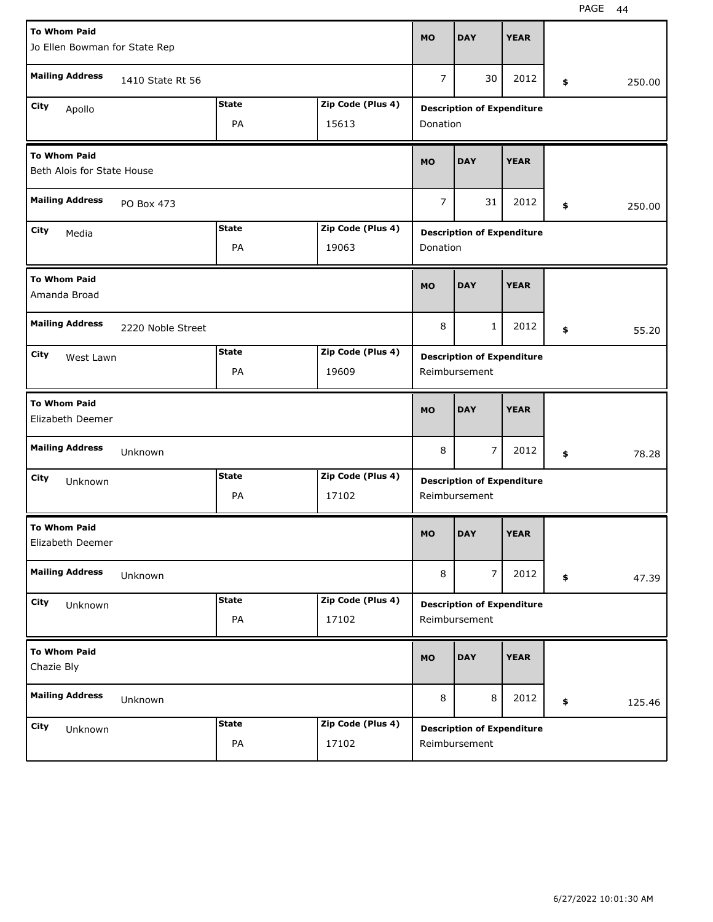| To Whom Paid | Mailing Address | City | State | Zip Code (Plus 4) | MO | DAY | YEAR | Amount | Description of Expenditure |
|---|---|---|---|---|---|---|---|---|---|
| Jo Ellen Bowman for State Rep | 1410 State Rt 56 | Apollo | PA | 15613 | 7 | 30 | 2012 | $ 250.00 | Donation |
| Beth Alois for State House | PO Box 473 | Media | PA | 19063 | 7 | 31 | 2012 | $ 250.00 | Donation |
| Amanda Broad | 2220 Noble Street | West Lawn | PA | 19609 | 8 | 1 | 2012 | $ 55.20 | Reimbursement |
| Elizabeth Deemer | Unknown | Unknown | PA | 17102 | 8 | 7 | 2012 | $ 78.28 | Reimbursement |
| Elizabeth Deemer | Unknown | Unknown | PA | 17102 | 8 | 7 | 2012 | $ 47.39 | Reimbursement |
| Chazie Bly | Unknown | Unknown | PA | 17102 | 8 | 8 | 2012 | $ 125.46 | Reimbursement |

6/27/2022 10:01:30 AM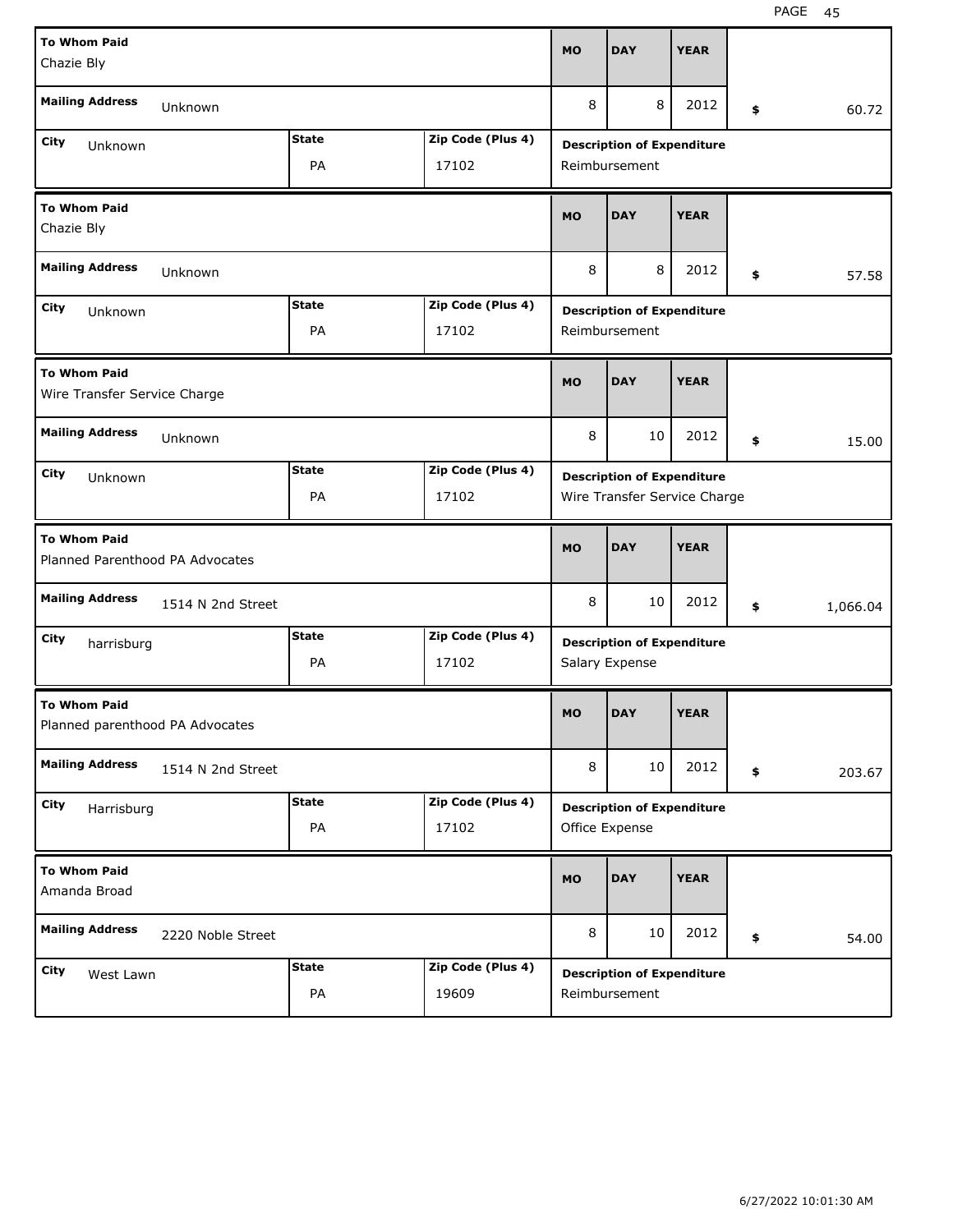| To Whom Paid | Mailing Address | City | State | Zip Code (Plus 4) | MO | DAY | YEAR | Amount | Description of Expenditure |
|---|---|---|---|---|---|---|---|---|---|
| Chazie Bly | Unknown | Unknown | PA | 17102 | 8 | 8 | 2012 | $ 60.72 | Reimbursement |
| Chazie Bly | Unknown | Unknown | PA | 17102 | 8 | 8 | 2012 | $ 57.58 | Reimbursement |
| Wire Transfer Service Charge | Unknown | Unknown | PA | 17102 | 8 | 10 | 2012 | $ 15.00 | Wire Transfer Service Charge |
| Planned Parenthood PA Advocates | 1514 N 2nd Street | harrisburg | PA | 17102 | 8 | 10 | 2012 | $ 1,066.04 | Salary Expense |
| Planned parenthood PA Advocates | 1514 N 2nd Street | Harrisburg | PA | 17102 | 8 | 10 | 2012 | $ 203.67 | Office Expense |
| Amanda Broad | 2220 Noble Street | West Lawn | PA | 19609 | 8 | 10 | 2012 | $ 54.00 | Reimbursement |

6/27/2022 10:01:30 AM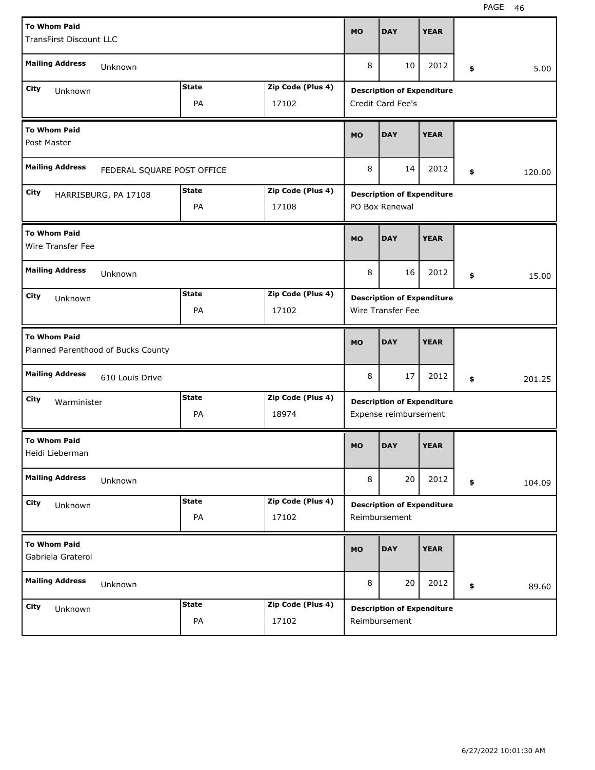| To Whom Paid | Mailing Address | City | State | Zip Code (Plus 4) | MO | DAY | YEAR | Amount | Description of Expenditure |
|---|---|---|---|---|---|---|---|---|---|
| TransFirst Discount LLC | Unknown | Unknown | PA | 17102 | 8 | 10 | 2012 | $ 5.00 | Credit Card Fee's |
| Post Master | FEDERAL SQUARE POST OFFICE | HARRISBURG, PA 17108 | PA | 17108 | 8 | 14 | 2012 | $ 120.00 | PO Box Renewal |
| Wire Transfer Fee | Unknown | Unknown | PA | 17102 | 8 | 16 | 2012 | $ 15.00 | Wire Transfer Fee |
| Planned Parenthood of Bucks County | 610 Louis Drive | Warminister | PA | 18974 | 8 | 17 | 2012 | $ 201.25 | Expense reimbursement |
| Heidi Lieberman | Unknown | Unknown | PA | 17102 | 8 | 20 | 2012 | $ 104.09 | Reimbursement |
| Gabriela Graterol | Unknown | Unknown | PA | 17102 | 8 | 20 | 2012 | $ 89.60 | Reimbursement |

6/27/2022 10:01:30 AM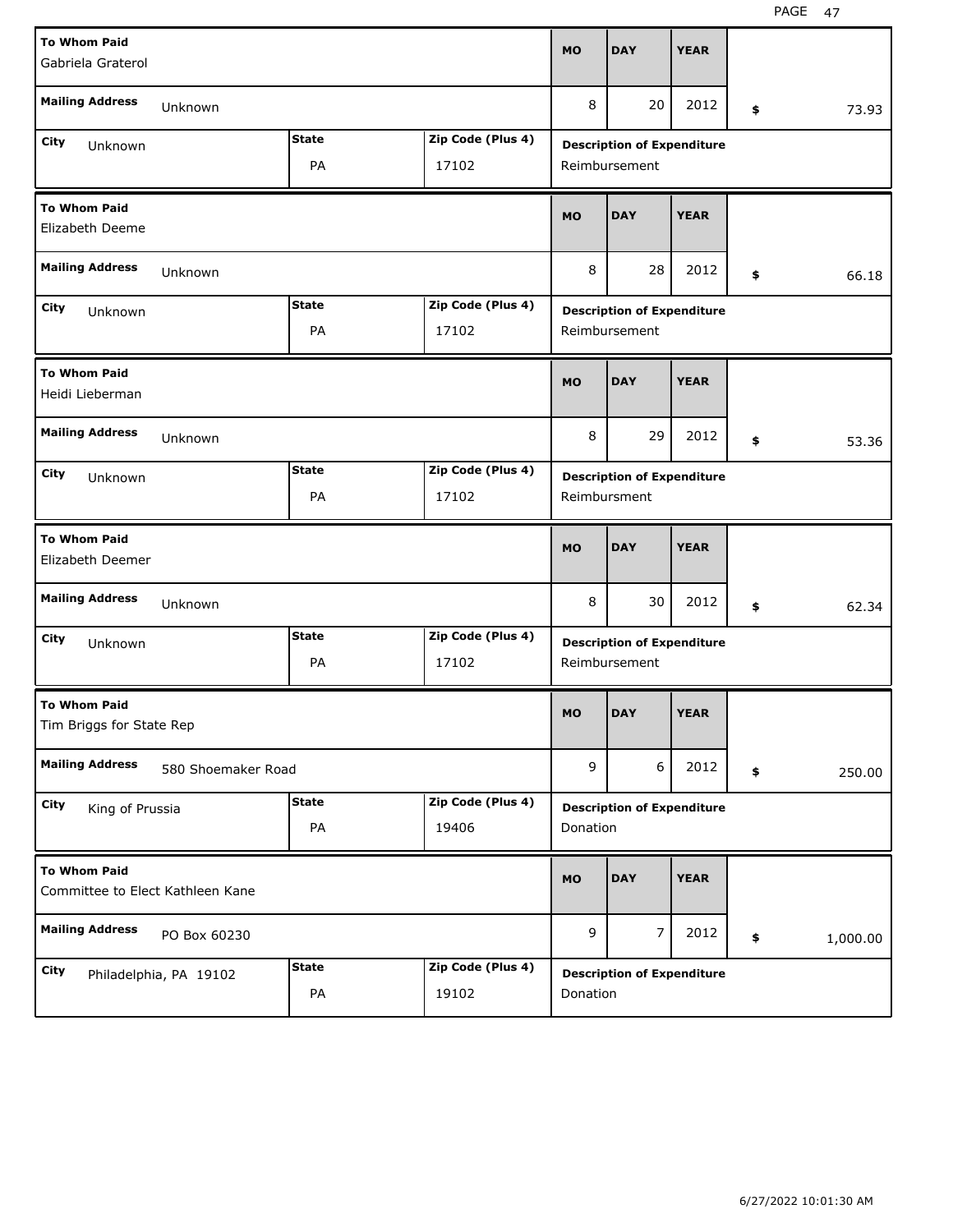| To Whom Paid | Mailing Address | City | State | Zip Code (Plus 4) | MO | DAY | YEAR | $ | Description of Expenditure |
|---|---|---|---|---|---|---|---|---|---|
| Gabriela Graterol | Unknown | Unknown | PA | 17102 | 8 | 20 | 2012 | 73.93 | Reimbursement |
| Elizabeth Deeme | Unknown | Unknown | PA | 17102 | 8 | 28 | 2012 | 66.18 | Reimbursement |
| Heidi Lieberman | Unknown | Unknown | PA | 17102 | 8 | 29 | 2012 | 53.36 | Reimbursment |
| Elizabeth Deemer | Unknown | Unknown | PA | 17102 | 8 | 30 | 2012 | 62.34 | Reimbursement |
| Tim Briggs for State Rep | 580 Shoemaker Road | King of Prussia | PA | 19406 | 9 | 6 | 2012 | 250.00 | Donation |
| Committee to Elect Kathleen Kane | PO Box 60230 | Philadelphia, PA 19102 | PA | 19102 | 9 | 7 | 2012 | 1,000.00 | Donation |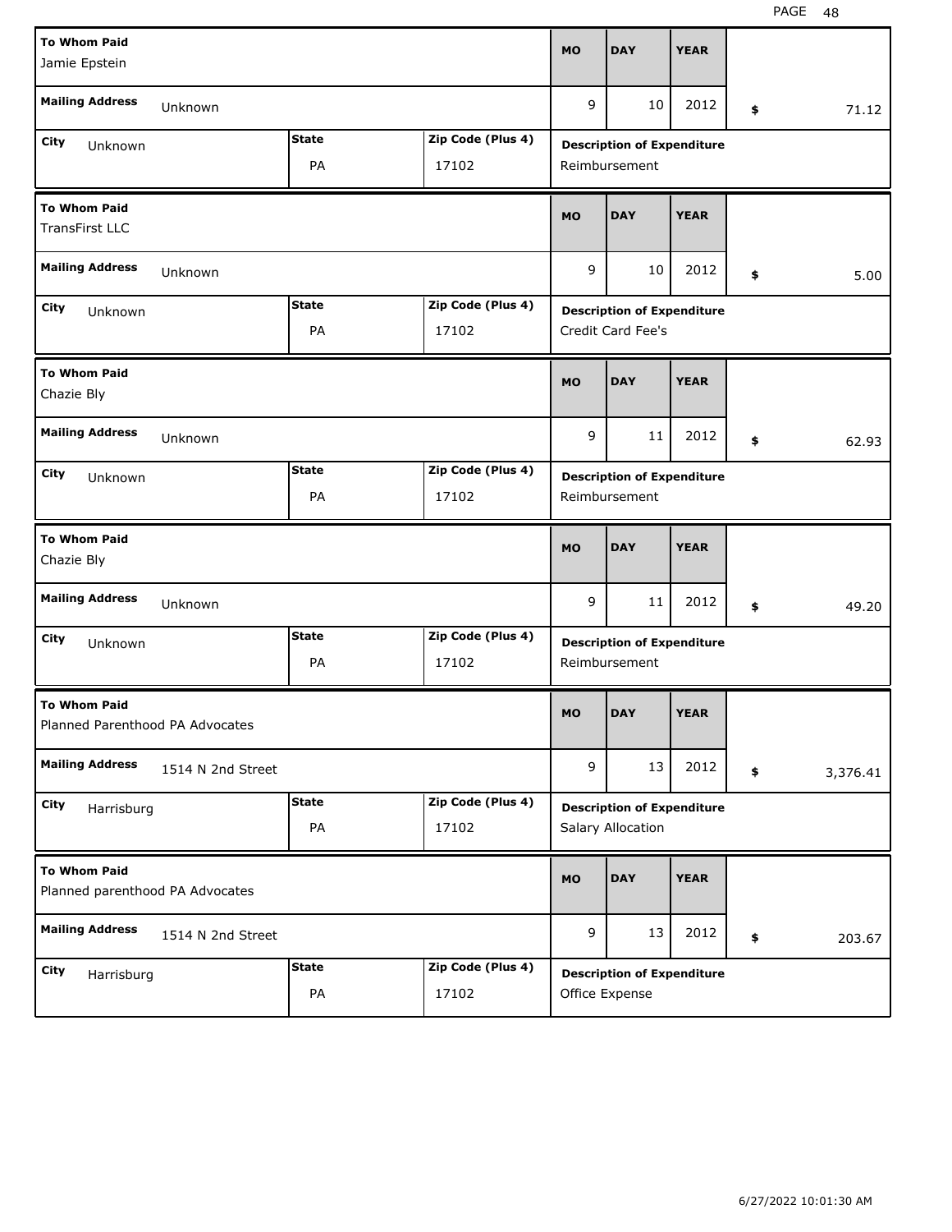| To Whom Paid | Mailing Address | City | State | Zip Code (Plus 4) | MO | DAY | YEAR | Amount | Description of Expenditure |
|---|---|---|---|---|---|---|---|---|---|
| Jamie Epstein | Unknown | Unknown | PA | 17102 | 9 | 10 | 2012 | $ 71.12 | Reimbursement |
| TransFirst LLC | Unknown | Unknown | PA | 17102 | 9 | 10 | 2012 | $ 5.00 | Credit Card Fee's |
| Chazie Bly | Unknown | Unknown | PA | 17102 | 9 | 11 | 2012 | $ 62.93 | Reimbursement |
| Chazie Bly | Unknown | Unknown | PA | 17102 | 9 | 11 | 2012 | $ 49.20 | Reimbursement |
| Planned Parenthood PA Advocates | 1514 N 2nd Street | Harrisburg | PA | 17102 | 9 | 13 | 2012 | $ 3,376.41 | Salary Allocation |
| Planned parenthood PA Advocates | 1514 N 2nd Street | Harrisburg | PA | 17102 | 9 | 13 | 2012 | $ 203.67 | Office Expense |

6/27/2022 10:01:30 AM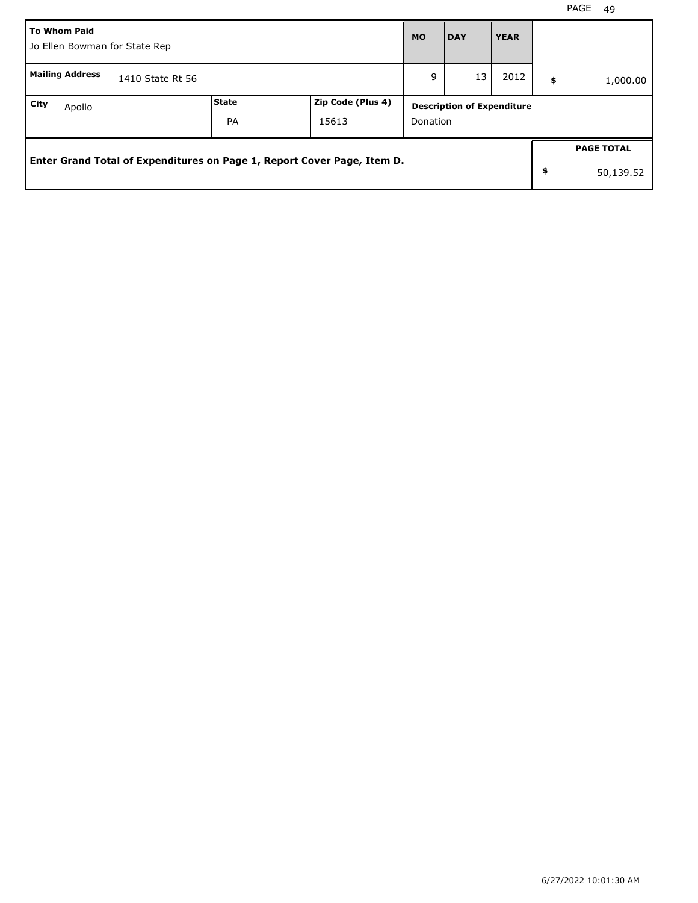| To Whom Paid | | | MO | DAY | YEAR | |
| --- | --- | --- | --- | --- | --- | --- |
| Jo Ellen Bowman for State Rep | | | | | | |
| **Mailing Address** 1410 State Rt 56 | | | 9 | 13 | 2012 | $ 1,000.00 |
| **City** Apollo | **State** PA | **Zip Code (Plus 4)** 15613 | **Description of Expenditure** Donation | | | |

| Enter Grand Total of Expenditures on Page 1, Report Cover Page, Item D. | PAGE TOTAL |
| --- | --- |
| | $ 50,139.52 |

6/27/2022 10:01:30 AM